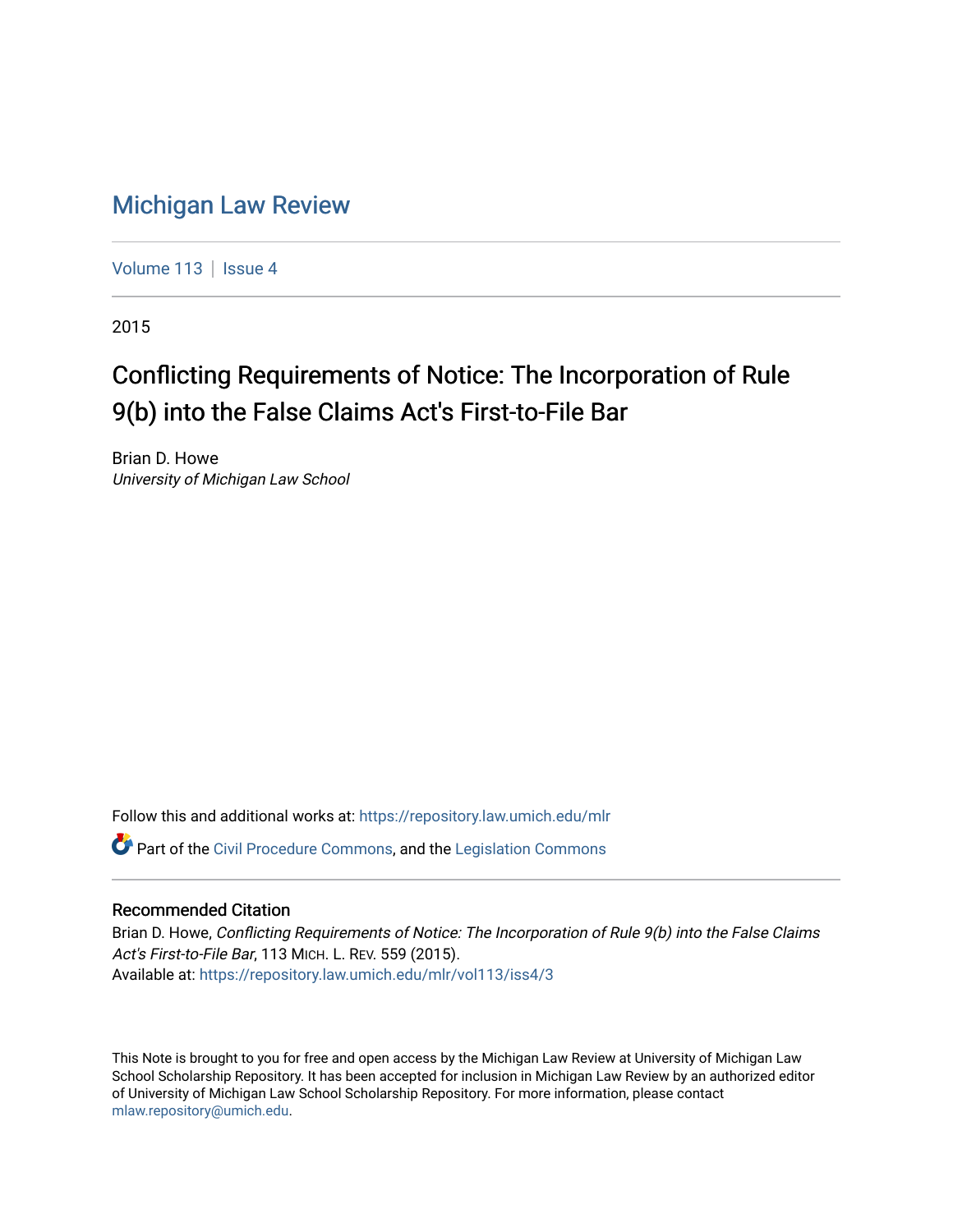# Michigan Law Review

Volume 113 | Issue 4

2015

## Conflicting Requirements of Notice: The Incorporation of Rule 9(b) into the False Claims Act's First-to-File Bar

Brian D. Howe
*University of Michigan Law School*

Follow this and additional works at: https://repository.law.umich.edu/mlr

Part of the Civil Procedure Commons, and the Legislation Commons

### Recommended Citation

Brian D. Howe, *Conflicting Requirements of Notice: The Incorporation of Rule 9(b) into the False Claims Act's First-to-File Bar*, 113 MICH. L. REV. 559 (2015).
Available at: https://repository.law.umich.edu/mlr/vol113/iss4/3

This Note is brought to you for free and open access by the Michigan Law Review at University of Michigan Law School Scholarship Repository. It has been accepted for inclusion in Michigan Law Review by an authorized editor of University of Michigan Law School Scholarship Repository. For more information, please contact mlaw.repository@umich.edu.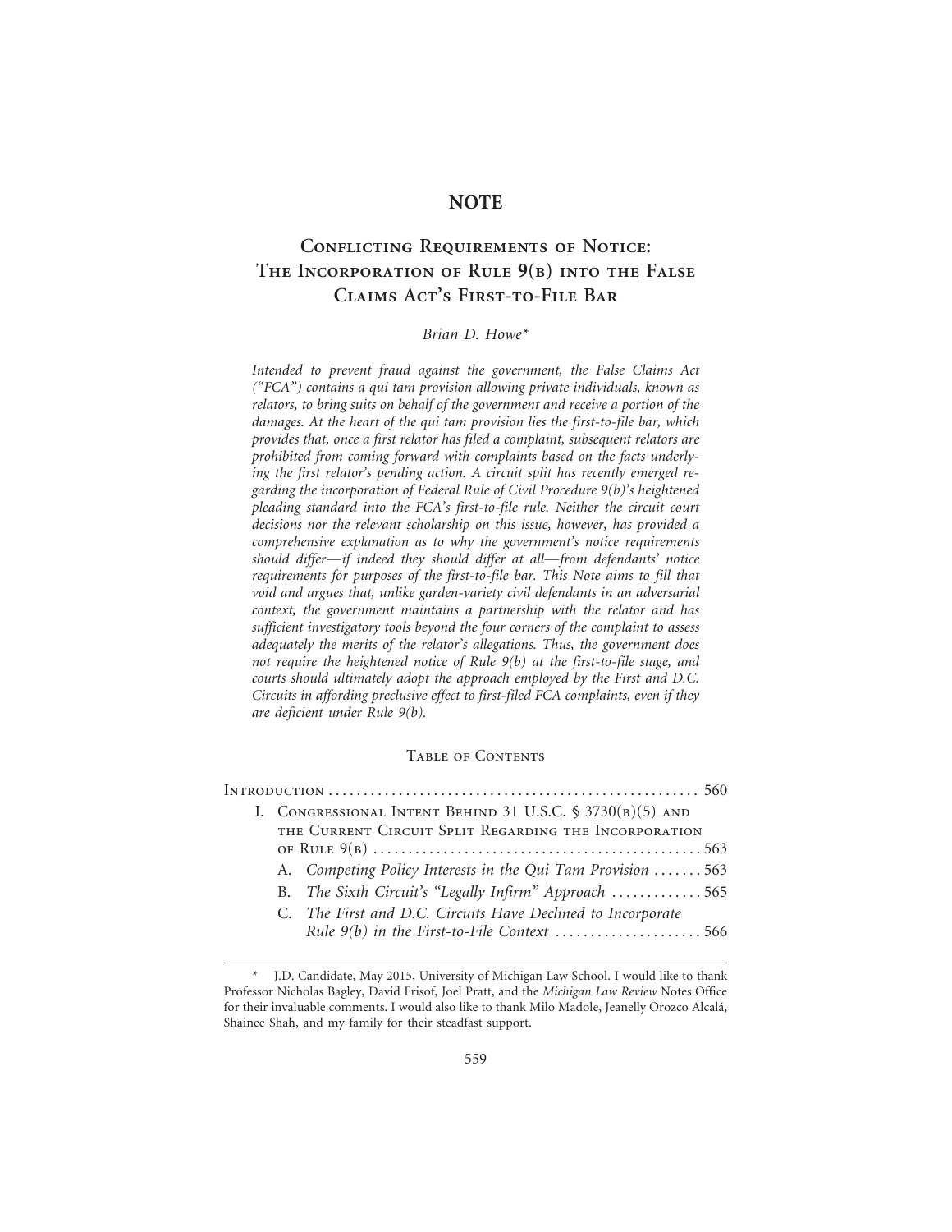# NOTE

## Conflicting Requirements of Notice: The Incorporation of Rule 9(b) into the False Claims Act's First-to-File Bar

*Brian D. Howe\**

*Intended to prevent fraud against the government, the False Claims Act ("FCA") contains a qui tam provision allowing private individuals, known as relators, to bring suits on behalf of the government and receive a portion of the damages. At the heart of the qui tam provision lies the first-to-file bar, which provides that, once a first relator has filed a complaint, subsequent relators are prohibited from coming forward with complaints based on the facts underlying the first relator's pending action. A circuit split has recently emerged regarding the incorporation of Federal Rule of Civil Procedure 9(b)'s heightened pleading standard into the FCA's first-to-file rule. Neither the circuit court decisions nor the relevant scholarship on this issue, however, has provided a comprehensive explanation as to why the government's notice requirements should differ—if indeed they should differ at all—from defendants' notice requirements for purposes of the first-to-file bar. This Note aims to fill that void and argues that, unlike garden-variety civil defendants in an adversarial context, the government maintains a partnership with the relator and has sufficient investigatory tools beyond the four corners of the complaint to assess adequately the merits of the relator's allegations. Thus, the government does not require the heightened notice of Rule 9(b) at the first-to-file stage, and courts should ultimately adopt the approach employed by the First and D.C. Circuits in affording preclusive effect to first-filed FCA complaints, even if they are deficient under Rule 9(b).*

### Table of Contents

Introduction .................................................... 560

I. Congressional Intent Behind 31 U.S.C. § 3730(b)(5) and the Current Circuit Split Regarding the Incorporation of Rule 9(b) .............................................. 563

- A. *Competing Policy Interests in the Qui Tam Provision* ....... 563
- B. *The Sixth Circuit's "Legally Infirm" Approach* ............. 565
- C. *The First and D.C. Circuits Have Declined to Incorporate Rule 9(b) in the First-to-File Context* ..................... 566

---

\* J.D. Candidate, May 2015, University of Michigan Law School. I would like to thank Professor Nicholas Bagley, David Frisof, Joel Pratt, and the *Michigan Law Review* Notes Office for their invaluable comments. I would also like to thank Milo Madole, Jeanelly Orozco Alcalá, Shainee Shah, and my family for their steadfast support.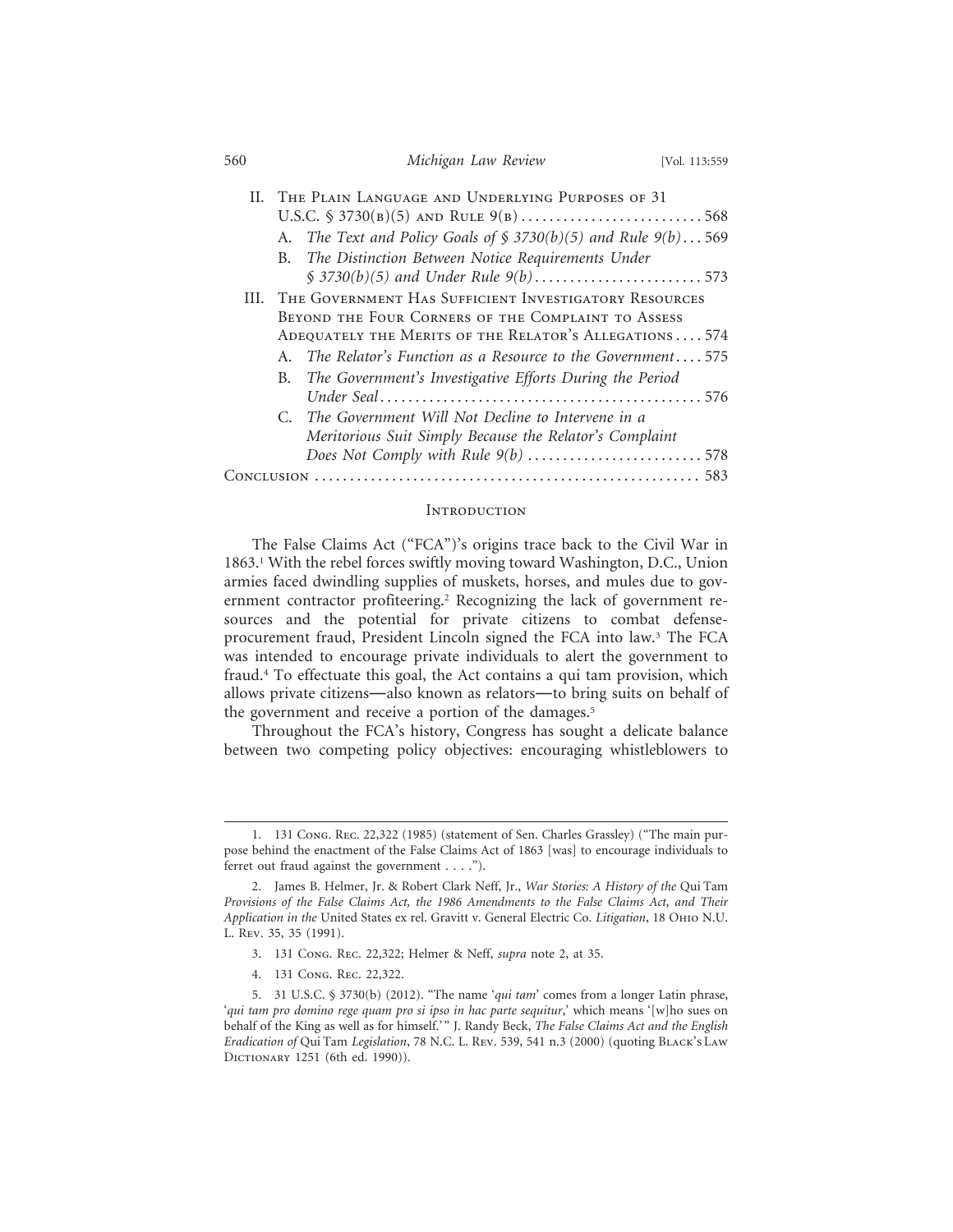II. The Plain Language and Underlying Purposes of 31 U.S.C. § 3730(b)(5) and Rule 9(b) .......... 568
   A. *The Text and Policy Goals of § 3730(b)(5) and Rule 9(b)* ... 569
   B. *The Distinction Between Notice Requirements Under § 3730(b)(5) and Under Rule 9(b)* .......... 573

III. The Government Has Sufficient Investigatory Resources Beyond the Four Corners of the Complaint to Assess Adequately the Merits of the Relator's Allegations .... 574
   A. *The Relator's Function as a Resource to the Government* .... 575
   B. *The Government's Investigative Efforts During the Period Under Seal* .......... 576
   C. *The Government Will Not Decline to Intervene in a Meritorious Suit Simply Because the Relator's Complaint Does Not Comply with Rule 9(b)* .......... 578

Conclusion .......... 583

## Introduction

The False Claims Act ("FCA")'s origins trace back to the Civil War in 1863.[1] With the rebel forces swiftly moving toward Washington, D.C., Union armies faced dwindling supplies of muskets, horses, and mules due to government contractor profiteering.[2] Recognizing the lack of government resources and the potential for private citizens to combat defense-procurement fraud, President Lincoln signed the FCA into law.[3] The FCA was intended to encourage private individuals to alert the government to fraud.[4] To effectuate this goal, the Act contains a qui tam provision, which allows private citizens—also known as relators—to bring suits on behalf of the government and receive a portion of the damages.[5]

Throughout the FCA's history, Congress has sought a delicate balance between two competing policy objectives: encouraging whistleblowers to

---

1. 131 Cong. Rec. 22,322 (1985) (statement of Sen. Charles Grassley) ("The main purpose behind the enactment of the False Claims Act of 1863 [was] to encourage individuals to ferret out fraud against the government . . . .").

2. James B. Helmer, Jr. & Robert Clark Neff, Jr., *War Stories: A History of the* Qui Tam *Provisions of the False Claims Act, the 1986 Amendments to the False Claims Act, and Their Application in the* United States ex rel. Gravitt v. General Electric Co. *Litigation*, 18 Ohio N.U. L. Rev. 35, 35 (1991).

3. 131 Cong. Rec. 22,322; Helmer & Neff, *supra* note 2, at 35.

4. 131 Cong. Rec. 22,322.

5. 31 U.S.C. § 3730(b) (2012). "The name '*qui tam*' comes from a longer Latin phrase, '*qui tam pro domino rege quam pro si ipso in hac parte sequitur*,' which means '[w]ho sues on behalf of the King as well as for himself.'" J. Randy Beck, *The False Claims Act and the English Eradication of* Qui Tam *Legislation*, 78 N.C. L. Rev. 539, 541 n.3 (2000) (quoting Black's Law Dictionary 1251 (6th ed. 1990)).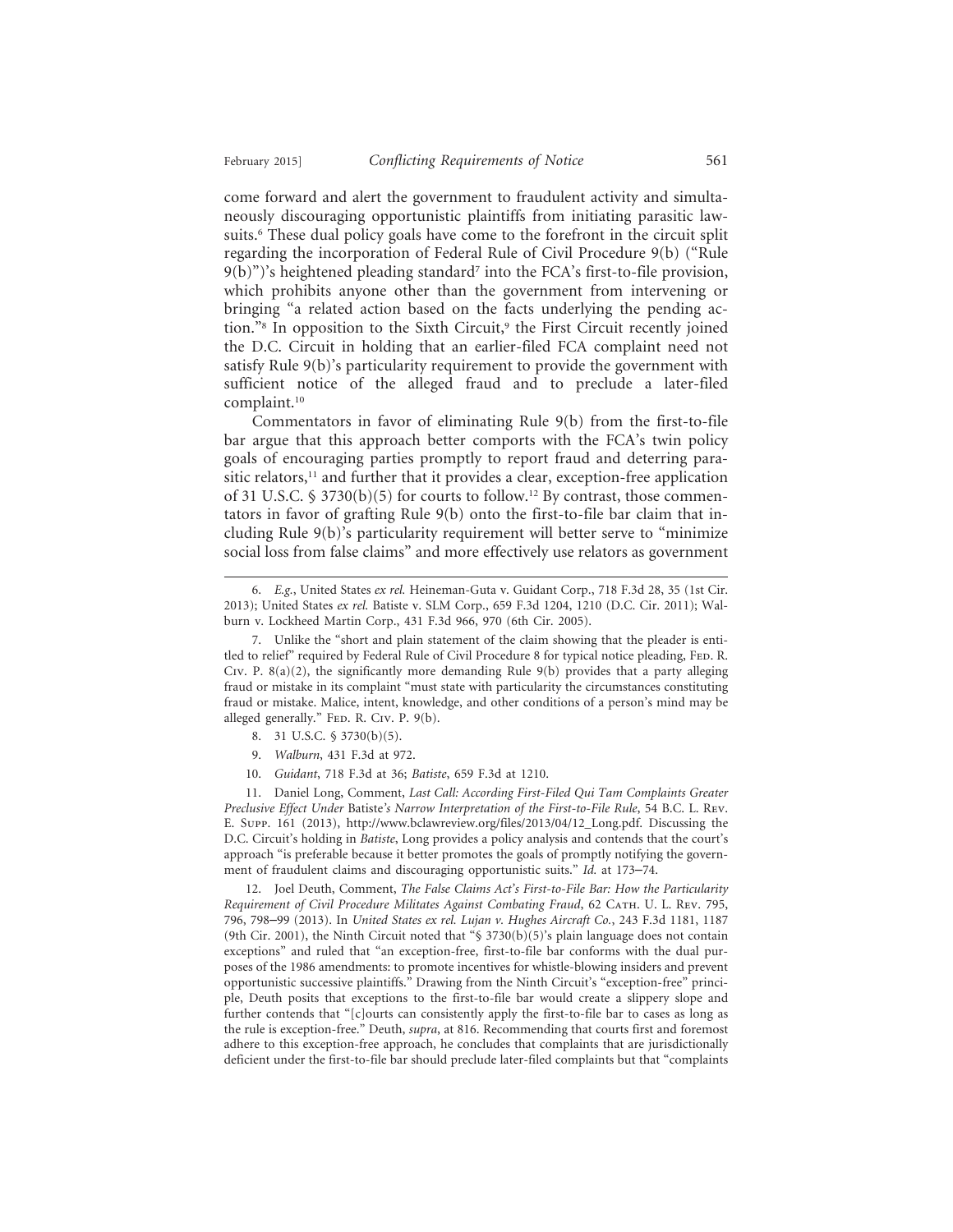come forward and alert the government to fraudulent activity and simultaneously discouraging opportunistic plaintiffs from initiating parasitic lawsuits.[6] These dual policy goals have come to the forefront in the circuit split regarding the incorporation of Federal Rule of Civil Procedure 9(b) ("Rule 9(b)")'s heightened pleading standard[7] into the FCA's first-to-file provision, which prohibits anyone other than the government from intervening or bringing "a related action based on the facts underlying the pending action."[8] In opposition to the Sixth Circuit,[9] the First Circuit recently joined the D.C. Circuit in holding that an earlier-filed FCA complaint need not satisfy Rule 9(b)'s particularity requirement to provide the government with sufficient notice of the alleged fraud and to preclude a later-filed complaint.[10]

Commentators in favor of eliminating Rule 9(b) from the first-to-file bar argue that this approach better comports with the FCA's twin policy goals of encouraging parties promptly to report fraud and deterring parasitic relators,[11] and further that it provides a clear, exception-free application of 31 U.S.C. § 3730(b)(5) for courts to follow.[12] By contrast, those commentators in favor of grafting Rule 9(b) onto the first-to-file bar claim that including Rule 9(b)'s particularity requirement will better serve to "minimize social loss from false claims" and more effectively use relators as government

---

6. *E.g.*, United States *ex rel.* Heineman-Guta v. Guidant Corp., 718 F.3d 28, 35 (1st Cir. 2013); United States *ex rel.* Batiste v. SLM Corp., 659 F.3d 1204, 1210 (D.C. Cir. 2011); Walburn v. Lockheed Martin Corp., 431 F.3d 966, 970 (6th Cir. 2005).

7. Unlike the "short and plain statement of the claim showing that the pleader is entitled to relief" required by Federal Rule of Civil Procedure 8 for typical notice pleading, Fed. R. Civ. P. 8(a)(2), the significantly more demanding Rule 9(b) provides that a party alleging fraud or mistake in its complaint "must state with particularity the circumstances constituting fraud or mistake. Malice, intent, knowledge, and other conditions of a person's mind may be alleged generally." Fed. R. Civ. P. 9(b).

8. 31 U.S.C. § 3730(b)(5).

9. *Walburn*, 431 F.3d at 972.

10. *Guidant*, 718 F.3d at 36; *Batiste*, 659 F.3d at 1210.

11. Daniel Long, Comment, *Last Call: According First-Filed Qui Tam Complaints Greater Preclusive Effect Under* Batiste*'s Narrow Interpretation of the First-to-File Rule*, 54 B.C. L. Rev. E. Supp. 161 (2013), http://www.bclawreview.org/files/2013/04/12_Long.pdf. Discussing the D.C. Circuit's holding in *Batiste*, Long provides a policy analysis and contends that the court's approach "is preferable because it better promotes the goals of promptly notifying the government of fraudulent claims and discouraging opportunistic suits." *Id.* at 173–74.

12. Joel Deuth, Comment, *The False Claims Act's First-to-File Bar: How the Particularity Requirement of Civil Procedure Militates Against Combating Fraud*, 62 Cath. U. L. Rev. 795, 796, 798–99 (2013). In *United States ex rel. Lujan v. Hughes Aircraft Co.*, 243 F.3d 1181, 1187 (9th Cir. 2001), the Ninth Circuit noted that "§ 3730(b)(5)'s plain language does not contain exceptions" and ruled that "an exception-free, first-to-file bar conforms with the dual purposes of the 1986 amendments: to promote incentives for whistle-blowing insiders and prevent opportunistic successive plaintiffs." Drawing from the Ninth Circuit's "exception-free" principle, Deuth posits that exceptions to the first-to-file bar would create a slippery slope and further contends that "[c]ourts can consistently apply the first-to-file bar to cases as long as the rule is exception-free." Deuth, *supra*, at 816. Recommending that courts first and foremost adhere to this exception-free approach, he concludes that complaints that are jurisdictionally deficient under the first-to-file bar should preclude later-filed complaints but that "complaints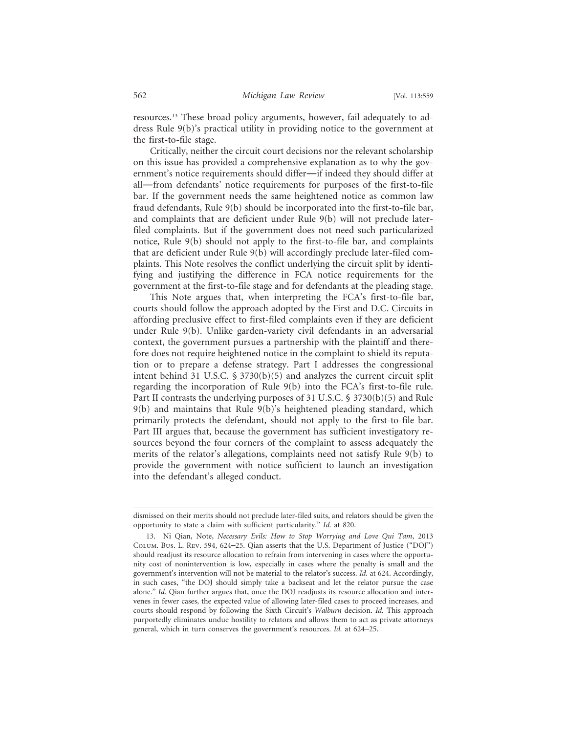resources.[13] These broad policy arguments, however, fail adequately to address Rule 9(b)'s practical utility in providing notice to the government at the first-to-file stage.

Critically, neither the circuit court decisions nor the relevant scholarship on this issue has provided a comprehensive explanation as to why the government's notice requirements should differ—if indeed they should differ at all—from defendants' notice requirements for purposes of the first-to-file bar. If the government needs the same heightened notice as common law fraud defendants, Rule 9(b) should be incorporated into the first-to-file bar, and complaints that are deficient under Rule 9(b) will not preclude later-filed complaints. But if the government does not need such particularized notice, Rule 9(b) should not apply to the first-to-file bar, and complaints that are deficient under Rule 9(b) will accordingly preclude later-filed complaints. This Note resolves the conflict underlying the circuit split by identifying and justifying the difference in FCA notice requirements for the government at the first-to-file stage and for defendants at the pleading stage.

This Note argues that, when interpreting the FCA's first-to-file bar, courts should follow the approach adopted by the First and D.C. Circuits in affording preclusive effect to first-filed complaints even if they are deficient under Rule 9(b). Unlike garden-variety civil defendants in an adversarial context, the government pursues a partnership with the plaintiff and therefore does not require heightened notice in the complaint to shield its reputation or to prepare a defense strategy. Part I addresses the congressional intent behind 31 U.S.C. § 3730(b)(5) and analyzes the current circuit split regarding the incorporation of Rule 9(b) into the FCA's first-to-file rule. Part II contrasts the underlying purposes of 31 U.S.C. § 3730(b)(5) and Rule 9(b) and maintains that Rule 9(b)'s heightened pleading standard, which primarily protects the defendant, should not apply to the first-to-file bar. Part III argues that, because the government has sufficient investigatory resources beyond the four corners of the complaint to assess adequately the merits of the relator's allegations, complaints need not satisfy Rule 9(b) to provide the government with notice sufficient to launch an investigation into the defendant's alleged conduct.

---

dismissed on their merits should not preclude later-filed suits, and relators should be given the opportunity to state a claim with sufficient particularity." *Id.* at 820.

13. Ni Qian, Note, *Necessary Evils: How to Stop Worrying and Love Qui Tam*, 2013 Colum. Bus. L. Rev. 594, 624–25. Qian asserts that the U.S. Department of Justice ("DOJ") should readjust its resource allocation to refrain from intervening in cases where the opportunity cost of nonintervention is low, especially in cases where the penalty is small and the government's intervention will not be material to the relator's success. *Id.* at 624. Accordingly, in such cases, "the DOJ should simply take a backseat and let the relator pursue the case alone." *Id.* Qian further argues that, once the DOJ readjusts its resource allocation and intervenes in fewer cases, the expected value of allowing later-filed cases to proceed increases, and courts should respond by following the Sixth Circuit's *Walburn* decision. *Id.* This approach purportedly eliminates undue hostility to relators and allows them to act as private attorneys general, which in turn conserves the government's resources. *Id.* at 624–25.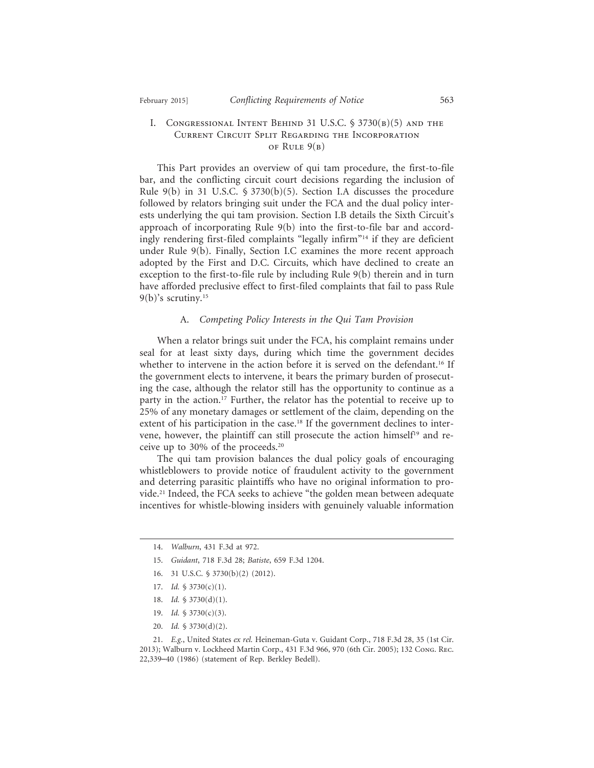## I. Congressional Intent Behind 31 U.S.C. § 3730(b)(5) and the Current Circuit Split Regarding the Incorporation of Rule 9(b)

This Part provides an overview of qui tam procedure, the first-to-file bar, and the conflicting circuit court decisions regarding the inclusion of Rule 9(b) in 31 U.S.C. § 3730(b)(5). Section I.A discusses the procedure followed by relators bringing suit under the FCA and the dual policy interests underlying the qui tam provision. Section I.B details the Sixth Circuit's approach of incorporating Rule 9(b) into the first-to-file bar and accordingly rendering first-filed complaints "legally infirm"[14] if they are deficient under Rule 9(b). Finally, Section I.C examines the more recent approach adopted by the First and D.C. Circuits, which have declined to create an exception to the first-to-file rule by including Rule 9(b) therein and in turn have afforded preclusive effect to first-filed complaints that fail to pass Rule 9(b)'s scrutiny.[15]

### A. *Competing Policy Interests in the Qui Tam Provision*

When a relator brings suit under the FCA, his complaint remains under seal for at least sixty days, during which time the government decides whether to intervene in the action before it is served on the defendant.[16] If the government elects to intervene, it bears the primary burden of prosecuting the case, although the relator still has the opportunity to continue as a party in the action.[17] Further, the relator has the potential to receive up to 25% of any monetary damages or settlement of the claim, depending on the extent of his participation in the case.[18] If the government declines to intervene, however, the plaintiff can still prosecute the action himself[19] and receive up to 30% of the proceeds.[20]

The qui tam provision balances the dual policy goals of encouraging whistleblowers to provide notice of fraudulent activity to the government and deterring parasitic plaintiffs who have no original information to provide.[21] Indeed, the FCA seeks to achieve "the golden mean between adequate incentives for whistle-blowing insiders with genuinely valuable information

---

14. *Walburn*, 431 F.3d at 972.

15. *Guidant*, 718 F.3d 28; *Batiste*, 659 F.3d 1204.

16. 31 U.S.C. § 3730(b)(2) (2012).

17. *Id.* § 3730(c)(1).

18. *Id.* § 3730(d)(1).

19. *Id.* § 3730(c)(3).

20. *Id.* § 3730(d)(2).

21. *E.g.*, United States *ex rel.* Heineman-Guta v. Guidant Corp., 718 F.3d 28, 35 (1st Cir. 2013); Walburn v. Lockheed Martin Corp., 431 F.3d 966, 970 (6th Cir. 2005); 132 Cong. Rec. 22,339–40 (1986) (statement of Rep. Berkley Bedell).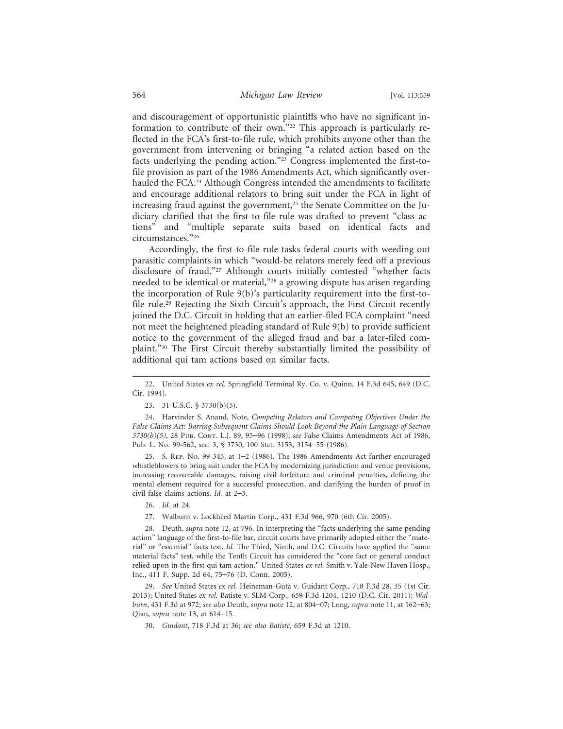and discouragement of opportunistic plaintiffs who have no significant information to contribute of their own."[22] This approach is particularly reflected in the FCA's first-to-file rule, which prohibits anyone other than the government from intervening or bringing "a related action based on the facts underlying the pending action."[23] Congress implemented the first-to-file provision as part of the 1986 Amendments Act, which significantly overhauled the FCA.[24] Although Congress intended the amendments to facilitate and encourage additional relators to bring suit under the FCA in light of increasing fraud against the government,[25] the Senate Committee on the Judiciary clarified that the first-to-file rule was drafted to prevent "class actions" and "multiple separate suits based on identical facts and circumstances."[26]

Accordingly, the first-to-file rule tasks federal courts with weeding out parasitic complaints in which "would-be relators merely feed off a previous disclosure of fraud."[27] Although courts initially contested "whether facts needed to be identical or material,"[28] a growing dispute has arisen regarding the incorporation of Rule 9(b)'s particularity requirement into the first-to-file rule.[29] Rejecting the Sixth Circuit's approach, the First Circuit recently joined the D.C. Circuit in holding that an earlier-filed FCA complaint "need not meet the heightened pleading standard of Rule 9(b) to provide sufficient notice to the government of the alleged fraud and bar a later-filed complaint."[30] The First Circuit thereby substantially limited the possibility of additional qui tam actions based on similar facts.

---

22. United States *ex rel.* Springfield Terminal Ry. Co. v. Quinn, 14 F.3d 645, 649 (D.C. Cir. 1994).

23. 31 U.S.C. § 3730(b)(5).

24. Harvinder S. Anand, Note, *Competing Relators and Competing Objectives Under the False Claims Act: Barring Subsequent Claims Should Look Beyond the Plain Language of Section 3730(b)(5)*, 28 Pub. Cont. L.J. 89, 95–96 (1998); *see* False Claims Amendments Act of 1986, Pub. L. No. 99-562, sec. 3, § 3730, 100 Stat. 3153, 3154–55 (1986).

25. S. Rep. No. 99-345, at 1–2 (1986). The 1986 Amendments Act further encouraged whistleblowers to bring suit under the FCA by modernizing jurisdiction and venue provisions, increasing recoverable damages, raising civil forfeiture and criminal penalties, defining the mental element required for a successful prosecution, and clarifying the burden of proof in civil false claims actions. *Id.* at 2–3.

26. *Id.* at 24.

27. Walburn v. Lockheed Martin Corp., 431 F.3d 966, 970 (6th Cir. 2005).

28. Deuth, *supra* note 12, at 796. In interpreting the "facts underlying the same pending action" language of the first-to-file bar, circuit courts have primarily adopted either the "material" or "essential" facts test. *Id.* The Third, Ninth, and D.C. Circuits have applied the "same material facts" test, while the Tenth Circuit has considered the "core fact or general conduct relied upon in the first qui tam action." United States *ex rel.* Smith v. Yale-New Haven Hosp., Inc., 411 F. Supp. 2d 64, 75–76 (D. Conn. 2005).

29. *See* United States *ex rel.* Heineman-Guta v. Guidant Corp., 718 F.3d 28, 35 (1st Cir. 2013); United States *ex rel.* Batiste v. SLM Corp., 659 F.3d 1204, 1210 (D.C. Cir. 2011); *Walburn*, 431 F.3d at 972; *see also* Deuth, *supra* note 12, at 804–07; Long, *supra* note 11, at 162–63; Qian, *supra* note 13, at 614–15.

30. *Guidant*, 718 F.3d at 36; *see also Batiste*, 659 F.3d at 1210.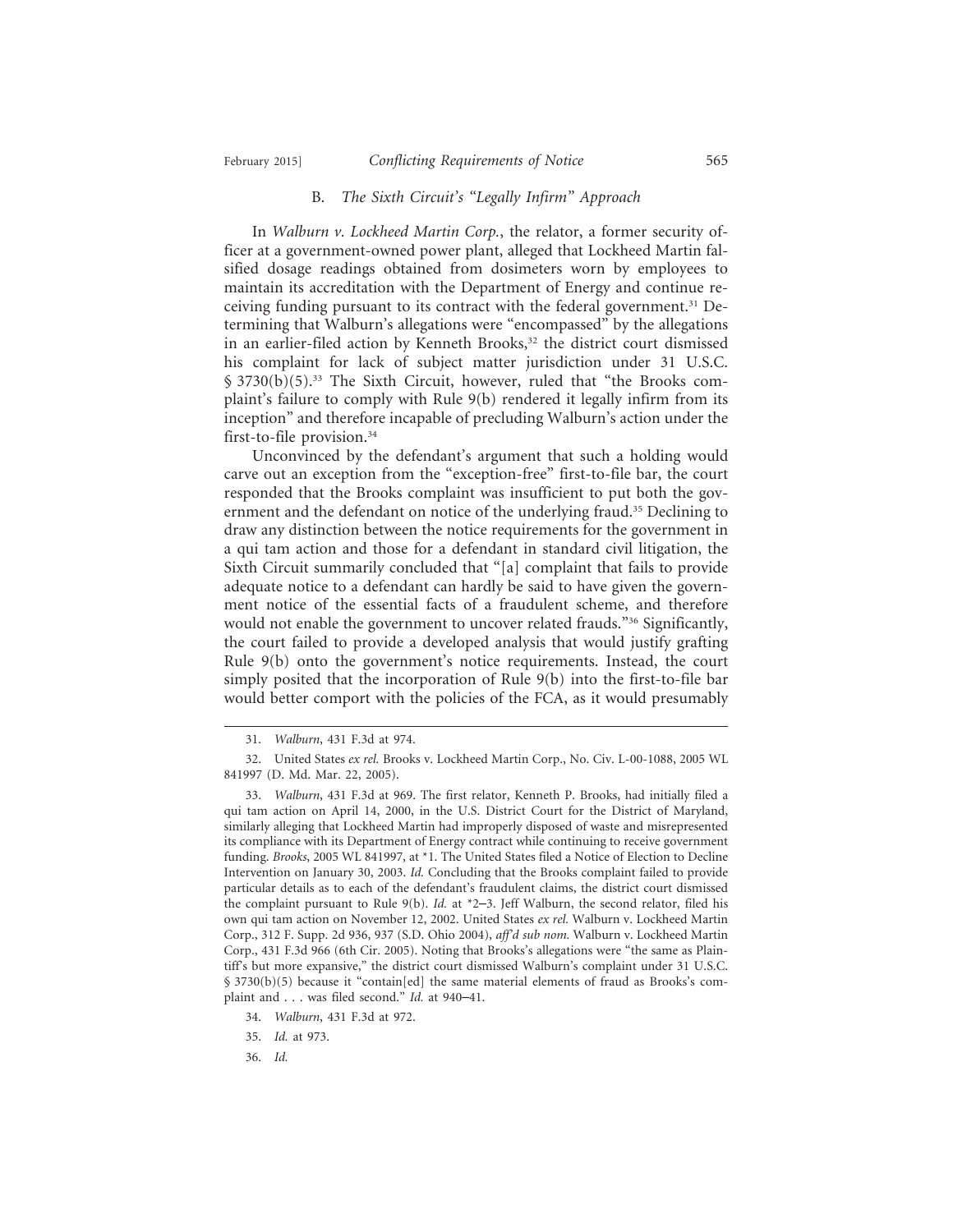### B. *The Sixth Circuit's "Legally Infirm" Approach*

In *Walburn v. Lockheed Martin Corp.*, the relator, a former security officer at a government-owned power plant, alleged that Lockheed Martin falsified dosage readings obtained from dosimeters worn by employees to maintain its accreditation with the Department of Energy and continue receiving funding pursuant to its contract with the federal government.[31] Determining that Walburn's allegations were "encompassed" by the allegations in an earlier-filed action by Kenneth Brooks,[32] the district court dismissed his complaint for lack of subject matter jurisdiction under 31 U.S.C. § 3730(b)(5).[33] The Sixth Circuit, however, ruled that "the Brooks complaint's failure to comply with Rule 9(b) rendered it legally infirm from its inception" and therefore incapable of precluding Walburn's action under the first-to-file provision.[34]

Unconvinced by the defendant's argument that such a holding would carve out an exception from the "exception-free" first-to-file bar, the court responded that the Brooks complaint was insufficient to put both the government and the defendant on notice of the underlying fraud.[35] Declining to draw any distinction between the notice requirements for the government in a qui tam action and those for a defendant in standard civil litigation, the Sixth Circuit summarily concluded that "[a] complaint that fails to provide adequate notice to a defendant can hardly be said to have given the government notice of the essential facts of a fraudulent scheme, and therefore would not enable the government to uncover related frauds."[36] Significantly, the court failed to provide a developed analysis that would justify grafting Rule 9(b) onto the government's notice requirements. Instead, the court simply posited that the incorporation of Rule 9(b) into the first-to-file bar would better comport with the policies of the FCA, as it would presumably

---

31. *Walburn*, 431 F.3d at 974.

32. United States *ex rel.* Brooks v. Lockheed Martin Corp., No. Civ. L-00-1088, 2005 WL 841997 (D. Md. Mar. 22, 2005).

33. *Walburn*, 431 F.3d at 969. The first relator, Kenneth P. Brooks, had initially filed a qui tam action on April 14, 2000, in the U.S. District Court for the District of Maryland, similarly alleging that Lockheed Martin had improperly disposed of waste and misrepresented its compliance with its Department of Energy contract while continuing to receive government funding. *Brooks*, 2005 WL 841997, at *1. The United States filed a Notice of Election to Decline Intervention on January 30, 2003. *Id.* Concluding that the Brooks complaint failed to provide particular details as to each of the defendant's fraudulent claims, the district court dismissed the complaint pursuant to Rule 9(b). *Id.* at *2–3. Jeff Walburn, the second relator, filed his own qui tam action on November 12, 2002. United States *ex rel.* Walburn v. Lockheed Martin Corp., 312 F. Supp. 2d 936, 937 (S.D. Ohio 2004), *aff'd sub nom.* Walburn v. Lockheed Martin Corp., 431 F.3d 966 (6th Cir. 2005). Noting that Brooks's allegations were "the same as Plaintiff's but more expansive," the district court dismissed Walburn's complaint under 31 U.S.C. § 3730(b)(5) because it "contain[ed] the same material elements of fraud as Brooks's complaint and . . . was filed second." *Id.* at 940–41.

34. *Walburn*, 431 F.3d at 972.

35. *Id.* at 973.

36. *Id.*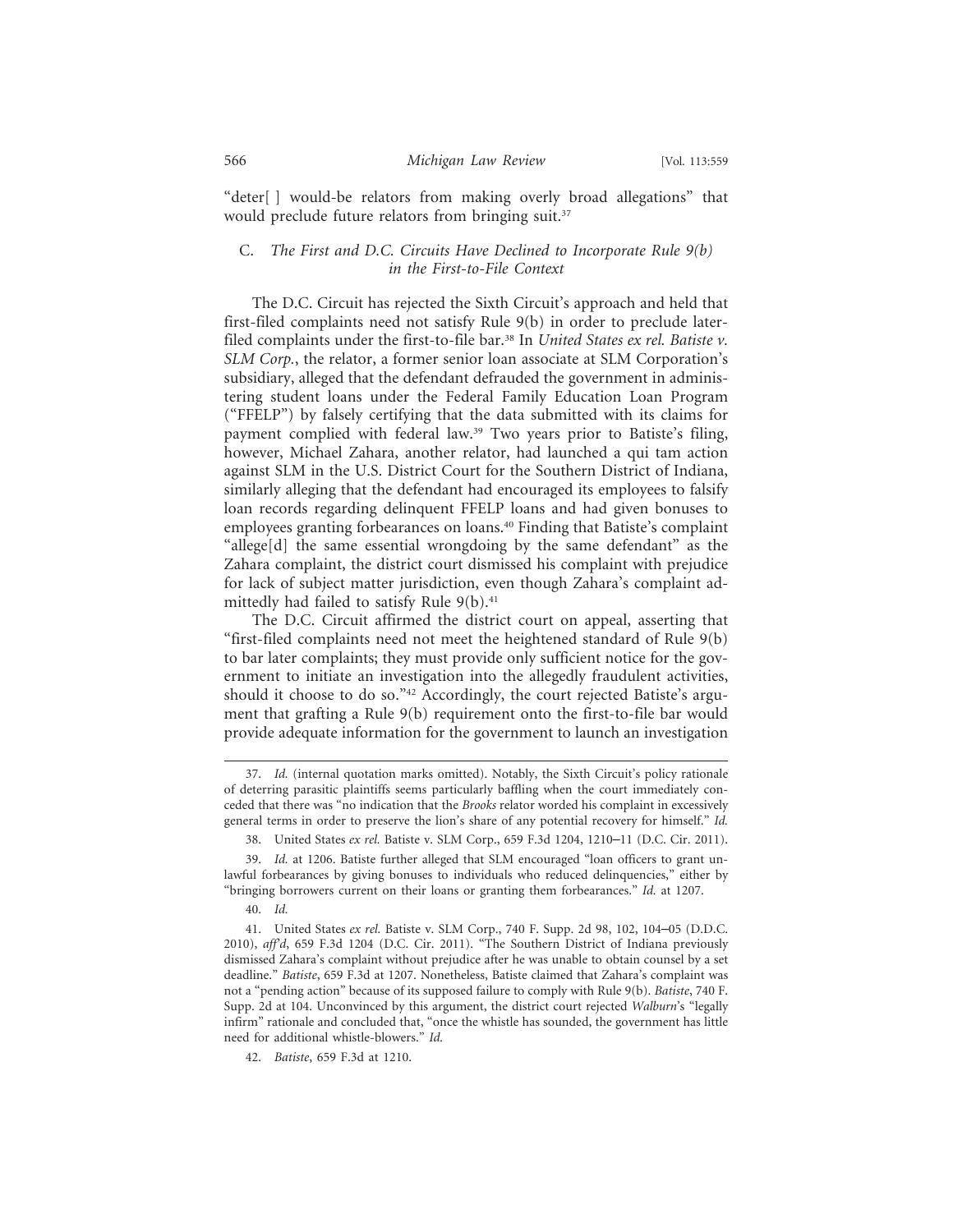"deter[ ] would-be relators from making overly broad allegations" that would preclude future relators from bringing suit.[37]

### C. *The First and D.C. Circuits Have Declined to Incorporate Rule 9(b) in the First-to-File Context*

The D.C. Circuit has rejected the Sixth Circuit's approach and held that first-filed complaints need not satisfy Rule 9(b) in order to preclude later-filed complaints under the first-to-file bar.[38] In *United States ex rel. Batiste v. SLM Corp.*, the relator, a former senior loan associate at SLM Corporation's subsidiary, alleged that the defendant defrauded the government in administering student loans under the Federal Family Education Loan Program ("FFELP") by falsely certifying that the data submitted with its claims for payment complied with federal law.[39] Two years prior to Batiste's filing, however, Michael Zahara, another relator, had launched a qui tam action against SLM in the U.S. District Court for the Southern District of Indiana, similarly alleging that the defendant had encouraged its employees to falsify loan records regarding delinquent FFELP loans and had given bonuses to employees granting forbearances on loans.[40] Finding that Batiste's complaint "allege[d] the same essential wrongdoing by the same defendant" as the Zahara complaint, the district court dismissed his complaint with prejudice for lack of subject matter jurisdiction, even though Zahara's complaint admittedly had failed to satisfy Rule 9(b).[41]

The D.C. Circuit affirmed the district court on appeal, asserting that "first-filed complaints need not meet the heightened standard of Rule 9(b) to bar later complaints; they must provide only sufficient notice for the government to initiate an investigation into the allegedly fraudulent activities, should it choose to do so."[42] Accordingly, the court rejected Batiste's argument that grafting a Rule 9(b) requirement onto the first-to-file bar would provide adequate information for the government to launch an investigation

---

37. *Id.* (internal quotation marks omitted). Notably, the Sixth Circuit's policy rationale of deterring parasitic plaintiffs seems particularly baffling when the court immediately conceded that there was "no indication that the *Brooks* relator worded his complaint in excessively general terms in order to preserve the lion's share of any potential recovery for himself." *Id.*

38. United States *ex rel.* Batiste v. SLM Corp., 659 F.3d 1204, 1210–11 (D.C. Cir. 2011).

39. *Id.* at 1206. Batiste further alleged that SLM encouraged "loan officers to grant unlawful forbearances by giving bonuses to individuals who reduced delinquencies," either by "bringing borrowers current on their loans or granting them forbearances." *Id.* at 1207.

40. *Id.*

41. United States *ex rel.* Batiste v. SLM Corp., 740 F. Supp. 2d 98, 102, 104–05 (D.D.C. 2010), *aff'd*, 659 F.3d 1204 (D.C. Cir. 2011). "The Southern District of Indiana previously dismissed Zahara's complaint without prejudice after he was unable to obtain counsel by a set deadline." *Batiste*, 659 F.3d at 1207. Nonetheless, Batiste claimed that Zahara's complaint was not a "pending action" because of its supposed failure to comply with Rule 9(b). *Batiste*, 740 F. Supp. 2d at 104. Unconvinced by this argument, the district court rejected *Walburn*'s "legally infirm" rationale and concluded that, "once the whistle has sounded, the government has little need for additional whistle-blowers." *Id.*

42. *Batiste*, 659 F.3d at 1210.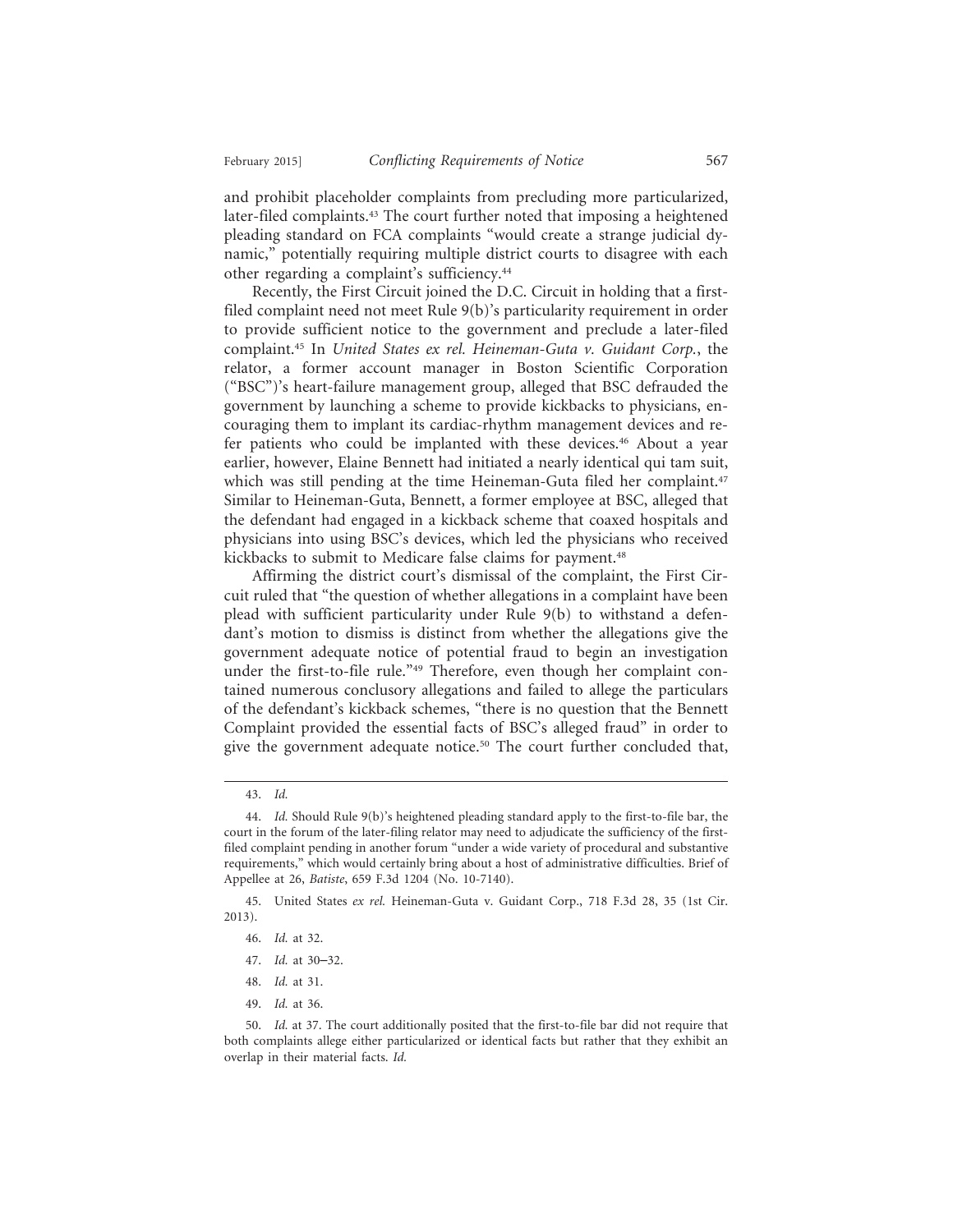and prohibit placeholder complaints from precluding more particularized, later-filed complaints.[43] The court further noted that imposing a heightened pleading standard on FCA complaints "would create a strange judicial dynamic," potentially requiring multiple district courts to disagree with each other regarding a complaint's sufficiency.[44]

Recently, the First Circuit joined the D.C. Circuit in holding that a first-filed complaint need not meet Rule 9(b)'s particularity requirement in order to provide sufficient notice to the government and preclude a later-filed complaint.[45] In *United States ex rel. Heineman-Guta v. Guidant Corp.*, the relator, a former account manager in Boston Scientific Corporation ("BSC")'s heart-failure management group, alleged that BSC defrauded the government by launching a scheme to provide kickbacks to physicians, encouraging them to implant its cardiac-rhythm management devices and refer patients who could be implanted with these devices.[46] About a year earlier, however, Elaine Bennett had initiated a nearly identical qui tam suit, which was still pending at the time Heineman-Guta filed her complaint.[47] Similar to Heineman-Guta, Bennett, a former employee at BSC, alleged that the defendant had engaged in a kickback scheme that coaxed hospitals and physicians into using BSC's devices, which led the physicians who received kickbacks to submit to Medicare false claims for payment.[48]

Affirming the district court's dismissal of the complaint, the First Circuit ruled that "the question of whether allegations in a complaint have been plead with sufficient particularity under Rule 9(b) to withstand a defendant's motion to dismiss is distinct from whether the allegations give the government adequate notice of potential fraud to begin an investigation under the first-to-file rule."[49] Therefore, even though her complaint contained numerous conclusory allegations and failed to allege the particulars of the defendant's kickback schemes, "there is no question that the Bennett Complaint provided the essential facts of BSC's alleged fraud" in order to give the government adequate notice.[50] The court further concluded that,

---

43. *Id.*

44. *Id.* Should Rule 9(b)'s heightened pleading standard apply to the first-to-file bar, the court in the forum of the later-filing relator may need to adjudicate the sufficiency of the first-filed complaint pending in another forum "under a wide variety of procedural and substantive requirements," which would certainly bring about a host of administrative difficulties. Brief of Appellee at 26, *Batiste*, 659 F.3d 1204 (No. 10-7140).

45. United States *ex rel.* Heineman-Guta v. Guidant Corp., 718 F.3d 28, 35 (1st Cir. 2013).

46. *Id.* at 32.

47. *Id.* at 30–32.

48. *Id.* at 31.

49. *Id.* at 36.

50. *Id.* at 37. The court additionally posited that the first-to-file bar did not require that both complaints allege either particularized or identical facts but rather that they exhibit an overlap in their material facts. *Id.*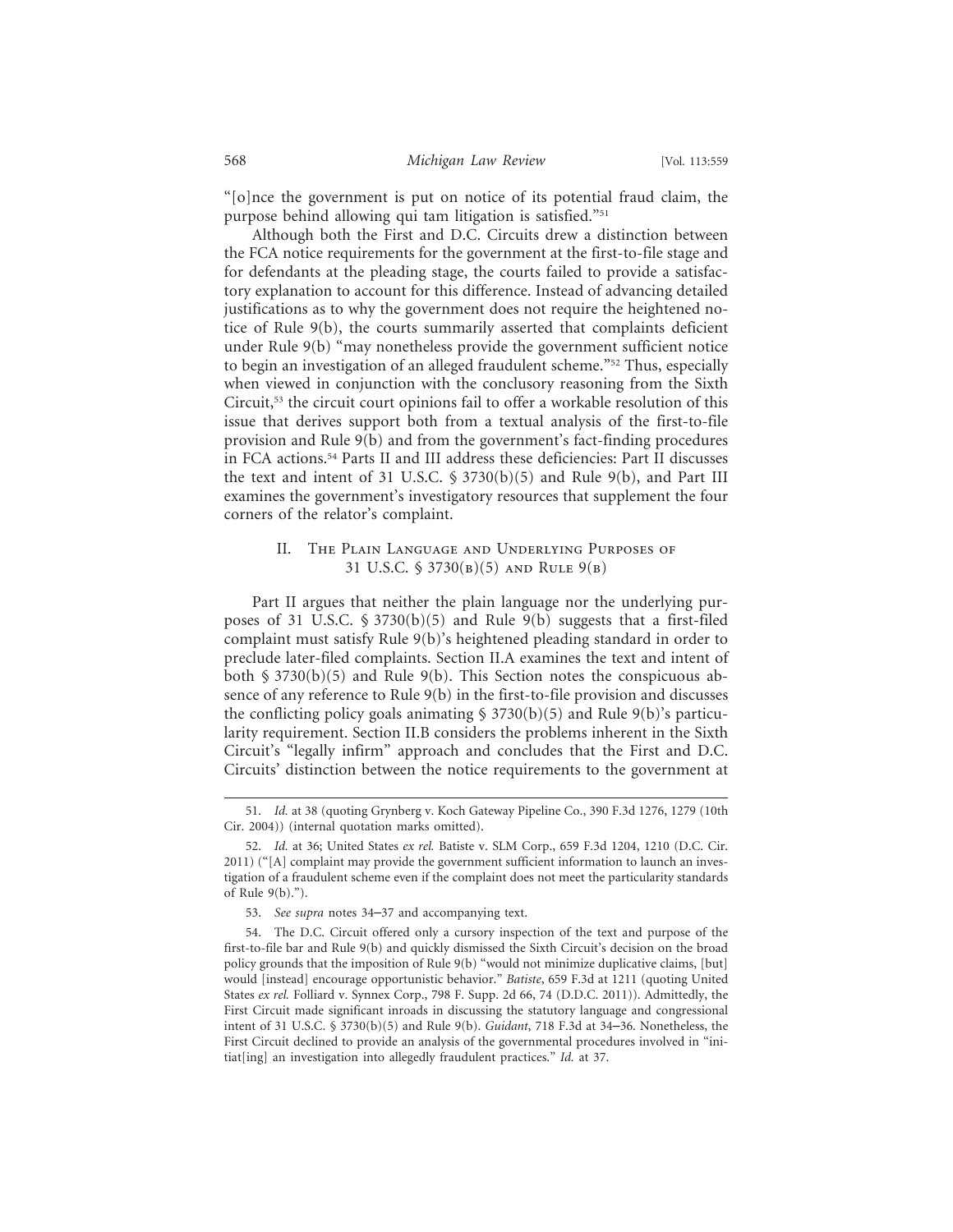"[o]nce the government is put on notice of its potential fraud claim, the purpose behind allowing qui tam litigation is satisfied."[51]

Although both the First and D.C. Circuits drew a distinction between the FCA notice requirements for the government at the first-to-file stage and for defendants at the pleading stage, the courts failed to provide a satisfactory explanation to account for this difference. Instead of advancing detailed justifications as to why the government does not require the heightened notice of Rule 9(b), the courts summarily asserted that complaints deficient under Rule 9(b) "may nonetheless provide the government sufficient notice to begin an investigation of an alleged fraudulent scheme."[52] Thus, especially when viewed in conjunction with the conclusory reasoning from the Sixth Circuit,[53] the circuit court opinions fail to offer a workable resolution of this issue that derives support both from a textual analysis of the first-to-file provision and Rule 9(b) and from the government's fact-finding procedures in FCA actions.[54] Parts II and III address these deficiencies: Part II discusses the text and intent of 31 U.S.C. § 3730(b)(5) and Rule 9(b), and Part III examines the government's investigatory resources that supplement the four corners of the relator's complaint.

## II. The Plain Language and Underlying Purposes of 31 U.S.C. § 3730(b)(5) and Rule 9(b)

Part II argues that neither the plain language nor the underlying purposes of 31 U.S.C. § 3730(b)(5) and Rule 9(b) suggests that a first-filed complaint must satisfy Rule 9(b)'s heightened pleading standard in order to preclude later-filed complaints. Section II.A examines the text and intent of both § 3730(b)(5) and Rule 9(b). This Section notes the conspicuous absence of any reference to Rule 9(b) in the first-to-file provision and discusses the conflicting policy goals animating § 3730(b)(5) and Rule 9(b)'s particularity requirement. Section II.B considers the problems inherent in the Sixth Circuit's "legally infirm" approach and concludes that the First and D.C. Circuits' distinction between the notice requirements to the government at

---

51. *Id.* at 38 (quoting Grynberg v. Koch Gateway Pipeline Co., 390 F.3d 1276, 1279 (10th Cir. 2004)) (internal quotation marks omitted).

52. *Id.* at 36; United States *ex rel.* Batiste v. SLM Corp., 659 F.3d 1204, 1210 (D.C. Cir. 2011) ("[A] complaint may provide the government sufficient information to launch an investigation of a fraudulent scheme even if the complaint does not meet the particularity standards of Rule 9(b).").

53. *See supra* notes 34–37 and accompanying text.

54. The D.C. Circuit offered only a cursory inspection of the text and purpose of the first-to-file bar and Rule 9(b) and quickly dismissed the Sixth Circuit's decision on the broad policy grounds that the imposition of Rule 9(b) "would not minimize duplicative claims, [but] would [instead] encourage opportunistic behavior." *Batiste*, 659 F.3d at 1211 (quoting United States *ex rel.* Folliard v. Synnex Corp., 798 F. Supp. 2d 66, 74 (D.D.C. 2011)). Admittedly, the First Circuit made significant inroads in discussing the statutory language and congressional intent of 31 U.S.C. § 3730(b)(5) and Rule 9(b). *Guidant*, 718 F.3d at 34–36. Nonetheless, the First Circuit declined to provide an analysis of the governmental procedures involved in "initiat[ing] an investigation into allegedly fraudulent practices." *Id.* at 37.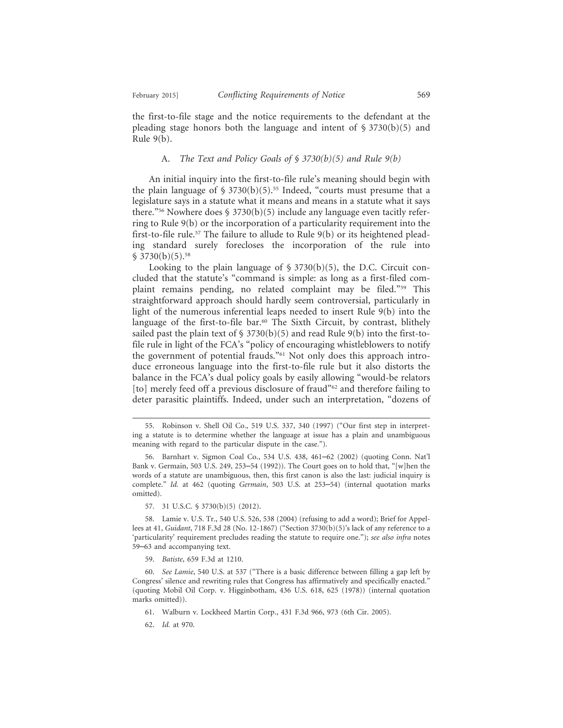the first-to-file stage and the notice requirements to the defendant at the pleading stage honors both the language and intent of § 3730(b)(5) and Rule 9(b).

### A. *The Text and Policy Goals of § 3730(b)(5) and Rule 9(b)*

An initial inquiry into the first-to-file rule's meaning should begin with the plain language of § 3730(b)(5).[55] Indeed, "courts must presume that a legislature says in a statute what it means and means in a statute what it says there."[56] Nowhere does § 3730(b)(5) include any language even tacitly referring to Rule 9(b) or the incorporation of a particularity requirement into the first-to-file rule.[57] The failure to allude to Rule 9(b) or its heightened pleading standard surely forecloses the incorporation of the rule into § 3730(b)(5).[58]

Looking to the plain language of § 3730(b)(5), the D.C. Circuit concluded that the statute's "command is simple: as long as a first-filed complaint remains pending, no related complaint may be filed."[59] This straightforward approach should hardly seem controversial, particularly in light of the numerous inferential leaps needed to insert Rule 9(b) into the language of the first-to-file bar.[60] The Sixth Circuit, by contrast, blithely sailed past the plain text of § 3730(b)(5) and read Rule 9(b) into the first-to-file rule in light of the FCA's "policy of encouraging whistleblowers to notify the government of potential frauds."[61] Not only does this approach introduce erroneous language into the first-to-file rule but it also distorts the balance in the FCA's dual policy goals by easily allowing "would-be relators [to] merely feed off a previous disclosure of fraud"[62] and therefore failing to deter parasitic plaintiffs. Indeed, under such an interpretation, "dozens of

---

55. Robinson v. Shell Oil Co., 519 U.S. 337, 340 (1997) ("Our first step in interpreting a statute is to determine whether the language at issue has a plain and unambiguous meaning with regard to the particular dispute in the case.").

56. Barnhart v. Sigmon Coal Co., 534 U.S. 438, 461–62 (2002) (quoting Conn. Nat'l Bank v. Germain, 503 U.S. 249, 253–54 (1992)). The Court goes on to hold that, "[w]hen the words of a statute are unambiguous, then, this first canon is also the last: judicial inquiry is complete." *Id.* at 462 (quoting *Germain*, 503 U.S. at 253–54) (internal quotation marks omitted).

57. 31 U.S.C. § 3730(b)(5) (2012).

58. Lamie v. U.S. Tr., 540 U.S. 526, 538 (2004) (refusing to add a word); Brief for Appellees at 41, *Guidant*, 718 F.3d 28 (No. 12-1867) ("Section 3730(b)(5)'s lack of any reference to a 'particularity' requirement precludes reading the statute to require one."); *see also infra* notes 59–63 and accompanying text.

59. *Batiste*, 659 F.3d at 1210.

60. *See Lamie*, 540 U.S. at 537 ("There is a basic difference between filling a gap left by Congress' silence and rewriting rules that Congress has affirmatively and specifically enacted." (quoting Mobil Oil Corp. v. Higginbotham, 436 U.S. 618, 625 (1978)) (internal quotation marks omitted)).

61. Walburn v. Lockheed Martin Corp., 431 F.3d 966, 973 (6th Cir. 2005).

62. *Id.* at 970.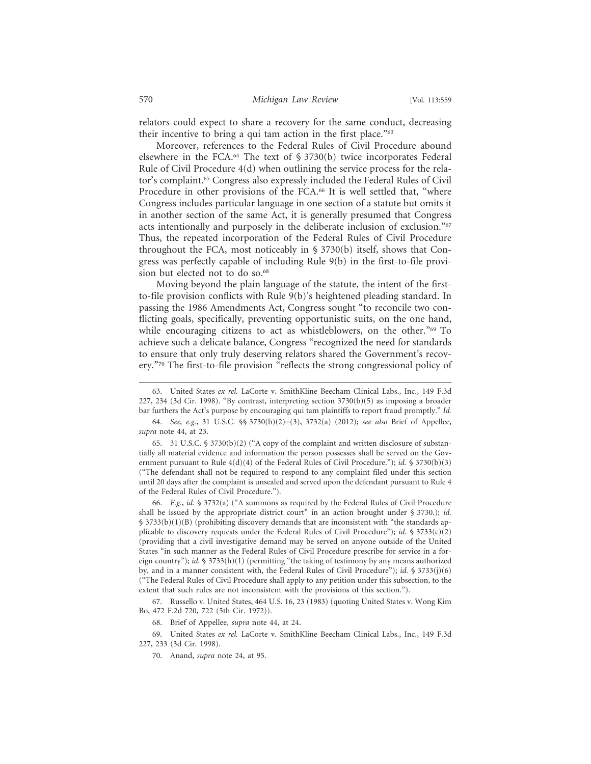relators could expect to share a recovery for the same conduct, decreasing their incentive to bring a qui tam action in the first place."[63]

Moreover, references to the Federal Rules of Civil Procedure abound elsewhere in the FCA.[64] The text of § 3730(b) twice incorporates Federal Rule of Civil Procedure 4(d) when outlining the service process for the relator's complaint.[65] Congress also expressly included the Federal Rules of Civil Procedure in other provisions of the FCA.[66] It is well settled that, "where Congress includes particular language in one section of a statute but omits it in another section of the same Act, it is generally presumed that Congress acts intentionally and purposely in the deliberate inclusion of exclusion."[67] Thus, the repeated incorporation of the Federal Rules of Civil Procedure throughout the FCA, most noticeably in § 3730(b) itself, shows that Congress was perfectly capable of including Rule 9(b) in the first-to-file provision but elected not to do so.[68]

Moving beyond the plain language of the statute, the intent of the first-to-file provision conflicts with Rule 9(b)'s heightened pleading standard. In passing the 1986 Amendments Act, Congress sought "to reconcile two conflicting goals, specifically, preventing opportunistic suits, on the one hand, while encouraging citizens to act as whistleblowers, on the other."[69] To achieve such a delicate balance, Congress "recognized the need for standards to ensure that only truly deserving relators shared the Government's recovery."[70] The first-to-file provision "reflects the strong congressional policy of

---

63. United States *ex rel.* LaCorte v. SmithKline Beecham Clinical Labs., Inc., 149 F.3d 227, 234 (3d Cir. 1998). "By contrast, interpreting section 3730(b)(5) as imposing a broader bar furthers the Act's purpose by encouraging qui tam plaintiffs to report fraud promptly." *Id.*

64. *See, e.g.*, 31 U.S.C. §§ 3730(b)(2)–(3), 3732(a) (2012); *see also* Brief of Appellee, *supra* note 44, at 23.

65. 31 U.S.C. § 3730(b)(2) ("A copy of the complaint and written disclosure of substantially all material evidence and information the person possesses shall be served on the Government pursuant to Rule 4(d)(4) of the Federal Rules of Civil Procedure."); *id.* § 3730(b)(3) ("The defendant shall not be required to respond to any complaint filed under this section until 20 days after the complaint is unsealed and served upon the defendant pursuant to Rule 4 of the Federal Rules of Civil Procedure.").

66. *E.g.*, *id.* § 3732(a) ("A summons as required by the Federal Rules of Civil Procedure shall be issued by the appropriate district court" in an action brought under § 3730.); *id.* § 3733(b)(1)(B) (prohibiting discovery demands that are inconsistent with "the standards applicable to discovery requests under the Federal Rules of Civil Procedure"); *id.* § 3733(c)(2) (providing that a civil investigative demand may be served on anyone outside of the United States "in such manner as the Federal Rules of Civil Procedure prescribe for service in a foreign country"); *id.* § 3733(h)(1) (permitting "the taking of testimony by any means authorized by, and in a manner consistent with, the Federal Rules of Civil Procedure"); *id.* § 3733(j)(6) ("The Federal Rules of Civil Procedure shall apply to any petition under this subsection, to the extent that such rules are not inconsistent with the provisions of this section.").

67. Russello v. United States, 464 U.S. 16, 23 (1983) (quoting United States v. Wong Kim Bo, 472 F.2d 720, 722 (5th Cir. 1972)).

68. Brief of Appellee, *supra* note 44, at 24.

69. United States *ex rel.* LaCorte v. SmithKline Beecham Clinical Labs., Inc., 149 F.3d 227, 233 (3d Cir. 1998).

70. Anand, *supra* note 24, at 95.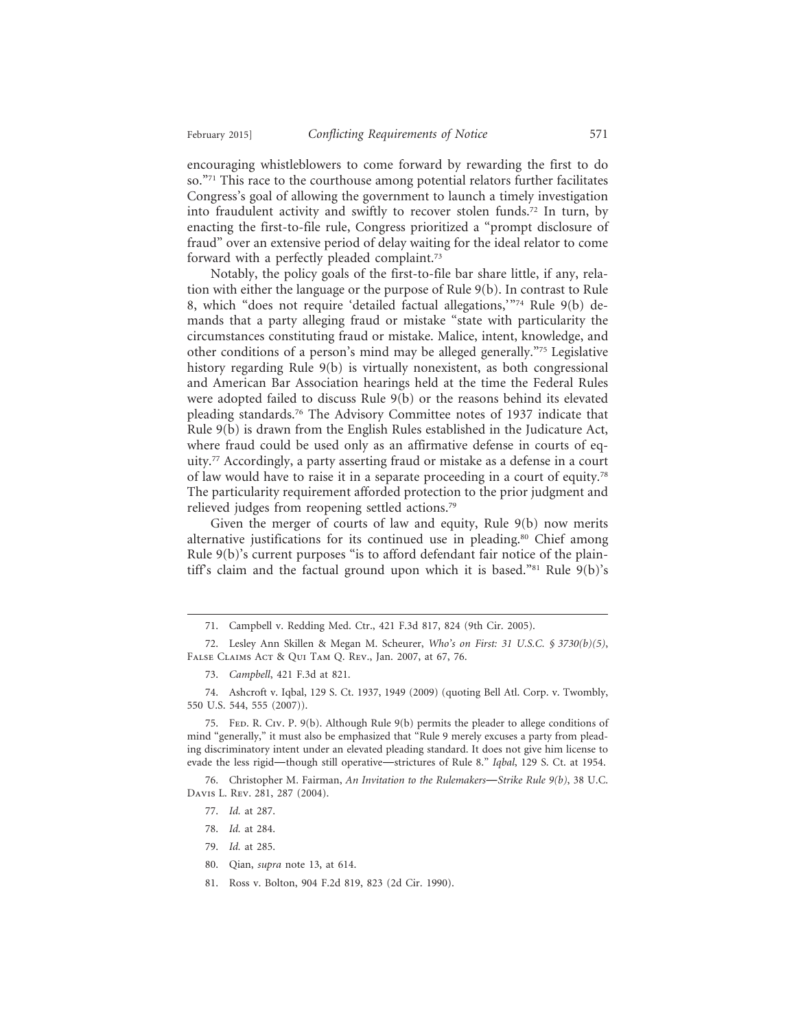encouraging whistleblowers to come forward by rewarding the first to do so."[71] This race to the courthouse among potential relators further facilitates Congress's goal of allowing the government to launch a timely investigation into fraudulent activity and swiftly to recover stolen funds.[72] In turn, by enacting the first-to-file rule, Congress prioritized a "prompt disclosure of fraud" over an extensive period of delay waiting for the ideal relator to come forward with a perfectly pleaded complaint.[73]

Notably, the policy goals of the first-to-file bar share little, if any, relation with either the language or the purpose of Rule 9(b). In contrast to Rule 8, which "does not require 'detailed factual allegations,'"[74] Rule 9(b) demands that a party alleging fraud or mistake "state with particularity the circumstances constituting fraud or mistake. Malice, intent, knowledge, and other conditions of a person's mind may be alleged generally."[75] Legislative history regarding Rule 9(b) is virtually nonexistent, as both congressional and American Bar Association hearings held at the time the Federal Rules were adopted failed to discuss Rule 9(b) or the reasons behind its elevated pleading standards.[76] The Advisory Committee notes of 1937 indicate that Rule 9(b) is drawn from the English Rules established in the Judicature Act, where fraud could be used only as an affirmative defense in courts of equity.[77] Accordingly, a party asserting fraud or mistake as a defense in a court of law would have to raise it in a separate proceeding in a court of equity.[78] The particularity requirement afforded protection to the prior judgment and relieved judges from reopening settled actions.[79]

Given the merger of courts of law and equity, Rule 9(b) now merits alternative justifications for its continued use in pleading.[80] Chief among Rule 9(b)'s current purposes "is to afford defendant fair notice of the plaintiff's claim and the factual ground upon which it is based."[81] Rule 9(b)'s

---

71. Campbell v. Redding Med. Ctr., 421 F.3d 817, 824 (9th Cir. 2005).

72. Lesley Ann Skillen & Megan M. Scheurer, *Who's on First: 31 U.S.C. § 3730(b)(5)*, False Claims Act & Qui Tam Q. Rev., Jan. 2007, at 67, 76.

73. *Campbell*, 421 F.3d at 821.

74. Ashcroft v. Iqbal, 129 S. Ct. 1937, 1949 (2009) (quoting Bell Atl. Corp. v. Twombly, 550 U.S. 544, 555 (2007)).

75. Fed. R. Civ. P. 9(b). Although Rule 9(b) permits the pleader to allege conditions of mind "generally," it must also be emphasized that "Rule 9 merely excuses a party from pleading discriminatory intent under an elevated pleading standard. It does not give him license to evade the less rigid—though still operative—strictures of Rule 8." *Iqbal*, 129 S. Ct. at 1954.

76. Christopher M. Fairman, *An Invitation to the Rulemakers—Strike Rule 9(b)*, 38 U.C. Davis L. Rev. 281, 287 (2004).

77. *Id.* at 287.

78. *Id.* at 284.

79. *Id.* at 285.

80. Qian, *supra* note 13, at 614.

81. Ross v. Bolton, 904 F.2d 819, 823 (2d Cir. 1990).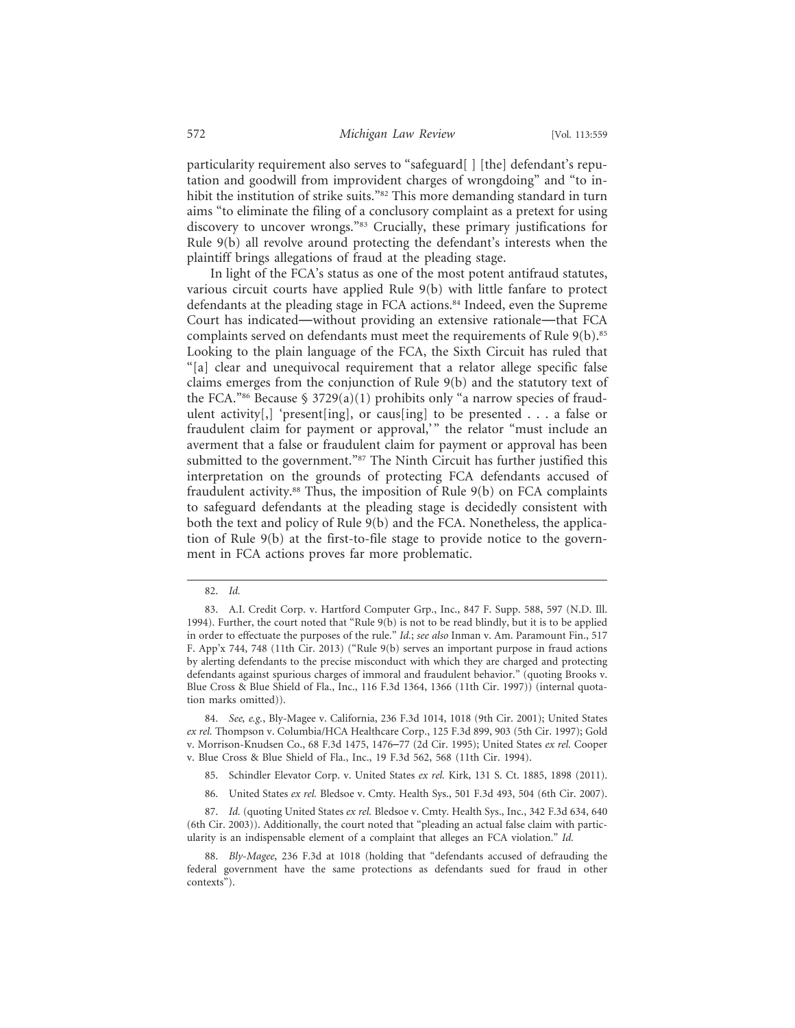particularity requirement also serves to "safeguard[ ] [the] defendant's reputation and goodwill from improvident charges of wrongdoing" and "to inhibit the institution of strike suits."[82] This more demanding standard in turn aims "to eliminate the filing of a conclusory complaint as a pretext for using discovery to uncover wrongs."[83] Crucially, these primary justifications for Rule 9(b) all revolve around protecting the defendant's interests when the plaintiff brings allegations of fraud at the pleading stage.

In light of the FCA's status as one of the most potent antifraud statutes, various circuit courts have applied Rule 9(b) with little fanfare to protect defendants at the pleading stage in FCA actions.[84] Indeed, even the Supreme Court has indicated—without providing an extensive rationale—that FCA complaints served on defendants must meet the requirements of Rule 9(b).[85] Looking to the plain language of the FCA, the Sixth Circuit has ruled that "[a] clear and unequivocal requirement that a relator allege specific false claims emerges from the conjunction of Rule 9(b) and the statutory text of the FCA."[86] Because § 3729(a)(1) prohibits only "a narrow species of fraudulent activity[,] 'present[ing], or caus[ing] to be presented . . . a false or fraudulent claim for payment or approval,'" the relator "must include an averment that a false or fraudulent claim for payment or approval has been submitted to the government."[87] The Ninth Circuit has further justified this interpretation on the grounds of protecting FCA defendants accused of fraudulent activity.[88] Thus, the imposition of Rule 9(b) on FCA complaints to safeguard defendants at the pleading stage is decidedly consistent with both the text and policy of Rule 9(b) and the FCA. Nonetheless, the application of Rule 9(b) at the first-to-file stage to provide notice to the government in FCA actions proves far more problematic.

---

82. *Id.*

83. A.I. Credit Corp. v. Hartford Computer Grp., Inc., 847 F. Supp. 588, 597 (N.D. Ill. 1994). Further, the court noted that "Rule 9(b) is not to be read blindly, but it is to be applied in order to effectuate the purposes of the rule." *Id.*; *see also* Inman v. Am. Paramount Fin., 517 F. App'x 744, 748 (11th Cir. 2013) ("Rule 9(b) serves an important purpose in fraud actions by alerting defendants to the precise misconduct with which they are charged and protecting defendants against spurious charges of immoral and fraudulent behavior." (quoting Brooks v. Blue Cross & Blue Shield of Fla., Inc., 116 F.3d 1364, 1366 (11th Cir. 1997)) (internal quotation marks omitted)).

84. *See, e.g.*, Bly-Magee v. California, 236 F.3d 1014, 1018 (9th Cir. 2001); United States *ex rel.* Thompson v. Columbia/HCA Healthcare Corp., 125 F.3d 899, 903 (5th Cir. 1997); Gold v. Morrison-Knudsen Co., 68 F.3d 1475, 1476–77 (2d Cir. 1995); United States *ex rel.* Cooper v. Blue Cross & Blue Shield of Fla., Inc., 19 F.3d 562, 568 (11th Cir. 1994).

85. Schindler Elevator Corp. v. United States *ex rel.* Kirk, 131 S. Ct. 1885, 1898 (2011).

86. United States *ex rel.* Bledsoe v. Cmty. Health Sys., 501 F.3d 493, 504 (6th Cir. 2007).

87. *Id.* (quoting United States *ex rel.* Bledsoe v. Cmty. Health Sys., Inc., 342 F.3d 634, 640 (6th Cir. 2003)). Additionally, the court noted that "pleading an actual false claim with particularity is an indispensable element of a complaint that alleges an FCA violation." *Id.*

88. *Bly-Magee*, 236 F.3d at 1018 (holding that "defendants accused of defrauding the federal government have the same protections as defendants sued for fraud in other contexts").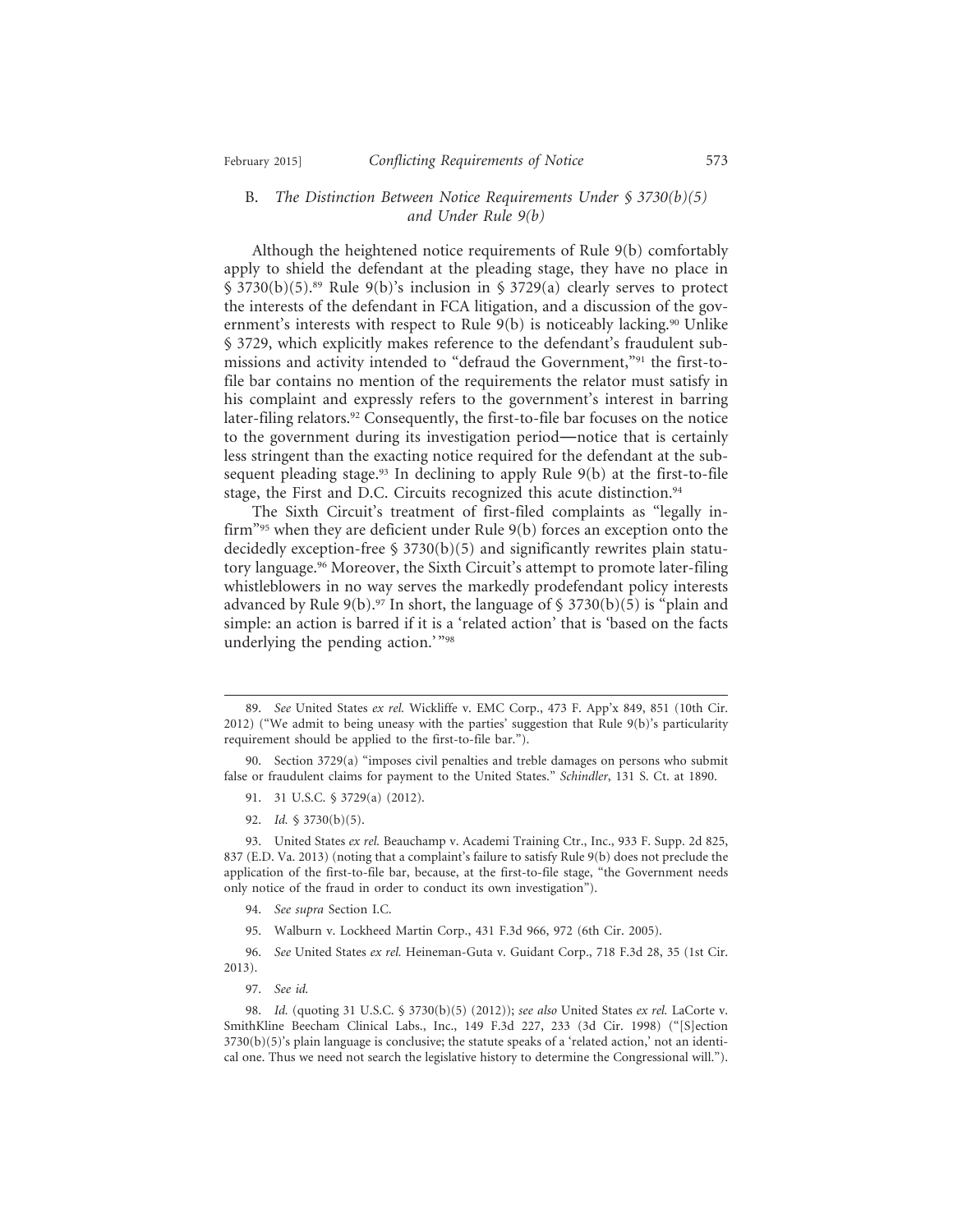### B. *The Distinction Between Notice Requirements Under § 3730(b)(5) and Under Rule 9(b)*

Although the heightened notice requirements of Rule 9(b) comfortably apply to shield the defendant at the pleading stage, they have no place in § 3730(b)(5).[89] Rule 9(b)'s inclusion in § 3729(a) clearly serves to protect the interests of the defendant in FCA litigation, and a discussion of the government's interests with respect to Rule 9(b) is noticeably lacking.[90] Unlike § 3729, which explicitly makes reference to the defendant's fraudulent submissions and activity intended to "defraud the Government,"[91] the first-to-file bar contains no mention of the requirements the relator must satisfy in his complaint and expressly refers to the government's interest in barring later-filing relators.[92] Consequently, the first-to-file bar focuses on the notice to the government during its investigation period—notice that is certainly less stringent than the exacting notice required for the defendant at the subsequent pleading stage.[93] In declining to apply Rule 9(b) at the first-to-file stage, the First and D.C. Circuits recognized this acute distinction.[94]

The Sixth Circuit's treatment of first-filed complaints as "legally infirm"[95] when they are deficient under Rule 9(b) forces an exception onto the decidedly exception-free § 3730(b)(5) and significantly rewrites plain statutory language.[96] Moreover, the Sixth Circuit's attempt to promote later-filing whistleblowers in no way serves the markedly prodefendant policy interests advanced by Rule 9(b).[97] In short, the language of § 3730(b)(5) is "plain and simple: an action is barred if it is a 'related action' that is 'based on the facts underlying the pending action.'"[98]

---

89. *See* United States *ex rel.* Wickliffe v. EMC Corp., 473 F. App'x 849, 851 (10th Cir. 2012) ("We admit to being uneasy with the parties' suggestion that Rule 9(b)'s particularity requirement should be applied to the first-to-file bar.").

90. Section 3729(a) "imposes civil penalties and treble damages on persons who submit false or fraudulent claims for payment to the United States." *Schindler*, 131 S. Ct. at 1890.

91. 31 U.S.C. § 3729(a) (2012).

92. *Id.* § 3730(b)(5).

93. United States *ex rel.* Beauchamp v. Academi Training Ctr., Inc., 933 F. Supp. 2d 825, 837 (E.D. Va. 2013) (noting that a complaint's failure to satisfy Rule 9(b) does not preclude the application of the first-to-file bar, because, at the first-to-file stage, "the Government needs only notice of the fraud in order to conduct its own investigation").

94. *See supra* Section I.C.

95. Walburn v. Lockheed Martin Corp., 431 F.3d 966, 972 (6th Cir. 2005).

96. *See* United States *ex rel.* Heineman-Guta v. Guidant Corp., 718 F.3d 28, 35 (1st Cir. 2013).

97. *See id.*

98. *Id.* (quoting 31 U.S.C. § 3730(b)(5) (2012)); *see also* United States *ex rel.* LaCorte v. SmithKline Beecham Clinical Labs., Inc., 149 F.3d 227, 233 (3d Cir. 1998) ("[S]ection 3730(b)(5)'s plain language is conclusive; the statute speaks of a 'related action,' not an identical one. Thus we need not search the legislative history to determine the Congressional will.").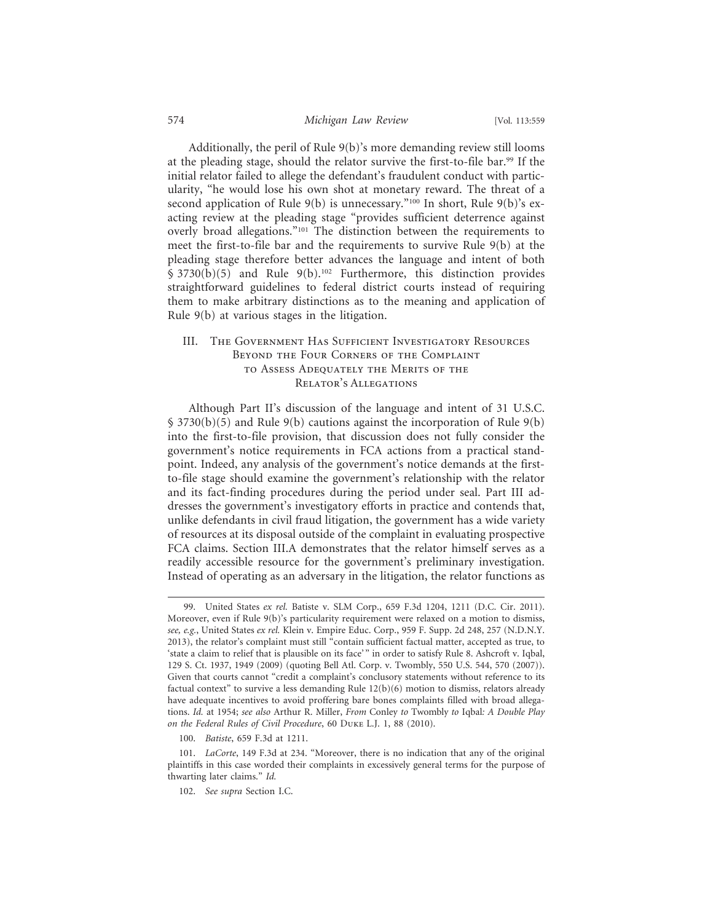Additionally, the peril of Rule 9(b)'s more demanding review still looms at the pleading stage, should the relator survive the first-to-file bar.[99] If the initial relator failed to allege the defendant's fraudulent conduct with particularity, "he would lose his own shot at monetary reward. The threat of a second application of Rule 9(b) is unnecessary."[100] In short, Rule 9(b)'s exacting review at the pleading stage "provides sufficient deterrence against overly broad allegations."[101] The distinction between the requirements to meet the first-to-file bar and the requirements to survive Rule 9(b) at the pleading stage therefore better advances the language and intent of both § 3730(b)(5) and Rule 9(b).[102] Furthermore, this distinction provides straightforward guidelines to federal district courts instead of requiring them to make arbitrary distinctions as to the meaning and application of Rule 9(b) at various stages in the litigation.

## III. The Government Has Sufficient Investigatory Resources Beyond the Four Corners of the Complaint to Assess Adequately the Merits of the Relator's Allegations

Although Part II's discussion of the language and intent of 31 U.S.C. § 3730(b)(5) and Rule 9(b) cautions against the incorporation of Rule 9(b) into the first-to-file provision, that discussion does not fully consider the government's notice requirements in FCA actions from a practical standpoint. Indeed, any analysis of the government's notice demands at the first-to-file stage should examine the government's relationship with the relator and its fact-finding procedures during the period under seal. Part III addresses the government's investigatory efforts in practice and contends that, unlike defendants in civil fraud litigation, the government has a wide variety of resources at its disposal outside of the complaint in evaluating prospective FCA claims. Section III.A demonstrates that the relator himself serves as a readily accessible resource for the government's preliminary investigation. Instead of operating as an adversary in the litigation, the relator functions as

---

99. United States *ex rel.* Batiste v. SLM Corp., 659 F.3d 1204, 1211 (D.C. Cir. 2011). Moreover, even if Rule 9(b)'s particularity requirement were relaxed on a motion to dismiss, *see, e.g.*, United States *ex rel.* Klein v. Empire Educ. Corp., 959 F. Supp. 2d 248, 257 (N.D.N.Y. 2013), the relator's complaint must still "contain sufficient factual matter, accepted as true, to 'state a claim to relief that is plausible on its face'" in order to satisfy Rule 8. Ashcroft v. Iqbal, 129 S. Ct. 1937, 1949 (2009) (quoting Bell Atl. Corp. v. Twombly, 550 U.S. 544, 570 (2007)). Given that courts cannot "credit a complaint's conclusory statements without reference to its factual context" to survive a less demanding Rule 12(b)(6) motion to dismiss, relators already have adequate incentives to avoid proffering bare bones complaints filled with broad allegations. *Id.* at 1954; *see also* Arthur R. Miller, *From* Conley *to* Twombly *to* Iqbal*: A Double Play on the Federal Rules of Civil Procedure*, 60 Duke L.J. 1, 88 (2010).

100. *Batiste*, 659 F.3d at 1211.

101. *LaCorte*, 149 F.3d at 234. "Moreover, there is no indication that any of the original plaintiffs in this case worded their complaints in excessively general terms for the purpose of thwarting later claims." *Id.*

102. *See supra* Section I.C.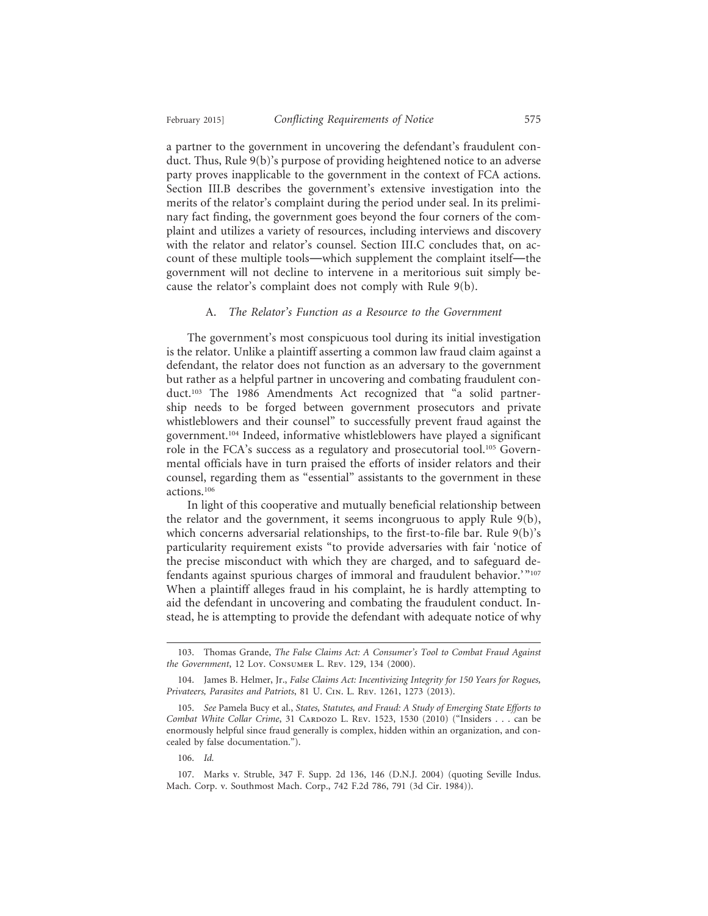a partner to the government in uncovering the defendant's fraudulent conduct. Thus, Rule 9(b)'s purpose of providing heightened notice to an adverse party proves inapplicable to the government in the context of FCA actions. Section III.B describes the government's extensive investigation into the merits of the relator's complaint during the period under seal. In its preliminary fact finding, the government goes beyond the four corners of the complaint and utilizes a variety of resources, including interviews and discovery with the relator and relator's counsel. Section III.C concludes that, on account of these multiple tools—which supplement the complaint itself—the government will not decline to intervene in a meritorious suit simply because the relator's complaint does not comply with Rule 9(b).

### A. *The Relator's Function as a Resource to the Government*

The government's most conspicuous tool during its initial investigation is the relator. Unlike a plaintiff asserting a common law fraud claim against a defendant, the relator does not function as an adversary to the government but rather as a helpful partner in uncovering and combating fraudulent conduct.[103] The 1986 Amendments Act recognized that "a solid partnership needs to be forged between government prosecutors and private whistleblowers and their counsel" to successfully prevent fraud against the government.[104] Indeed, informative whistleblowers have played a significant role in the FCA's success as a regulatory and prosecutorial tool.[105] Governmental officials have in turn praised the efforts of insider relators and their counsel, regarding them as "essential" assistants to the government in these actions.[106]

In light of this cooperative and mutually beneficial relationship between the relator and the government, it seems incongruous to apply Rule 9(b), which concerns adversarial relationships, to the first-to-file bar. Rule 9(b)'s particularity requirement exists "to provide adversaries with fair 'notice of the precise misconduct with which they are charged, and to safeguard defendants against spurious charges of immoral and fraudulent behavior.'"[107] When a plaintiff alleges fraud in his complaint, he is hardly attempting to aid the defendant in uncovering and combating the fraudulent conduct. Instead, he is attempting to provide the defendant with adequate notice of why

---

103. Thomas Grande, *The False Claims Act: A Consumer's Tool to Combat Fraud Against the Government*, 12 Loy. Consumer L. Rev. 129, 134 (2000).

104. James B. Helmer, Jr., *False Claims Act: Incentivizing Integrity for 150 Years for Rogues, Privateers, Parasites and Patriots*, 81 U. Cin. L. Rev. 1261, 1273 (2013).

105. *See* Pamela Bucy et al., *States, Statutes, and Fraud: A Study of Emerging State Efforts to Combat White Collar Crime*, 31 Cardozo L. Rev. 1523, 1530 (2010) ("Insiders . . . can be enormously helpful since fraud generally is complex, hidden within an organization, and concealed by false documentation.").

106. *Id.*

107. Marks v. Struble, 347 F. Supp. 2d 136, 146 (D.N.J. 2004) (quoting Seville Indus. Mach. Corp. v. Southmost Mach. Corp., 742 F.2d 786, 791 (3d Cir. 1984)).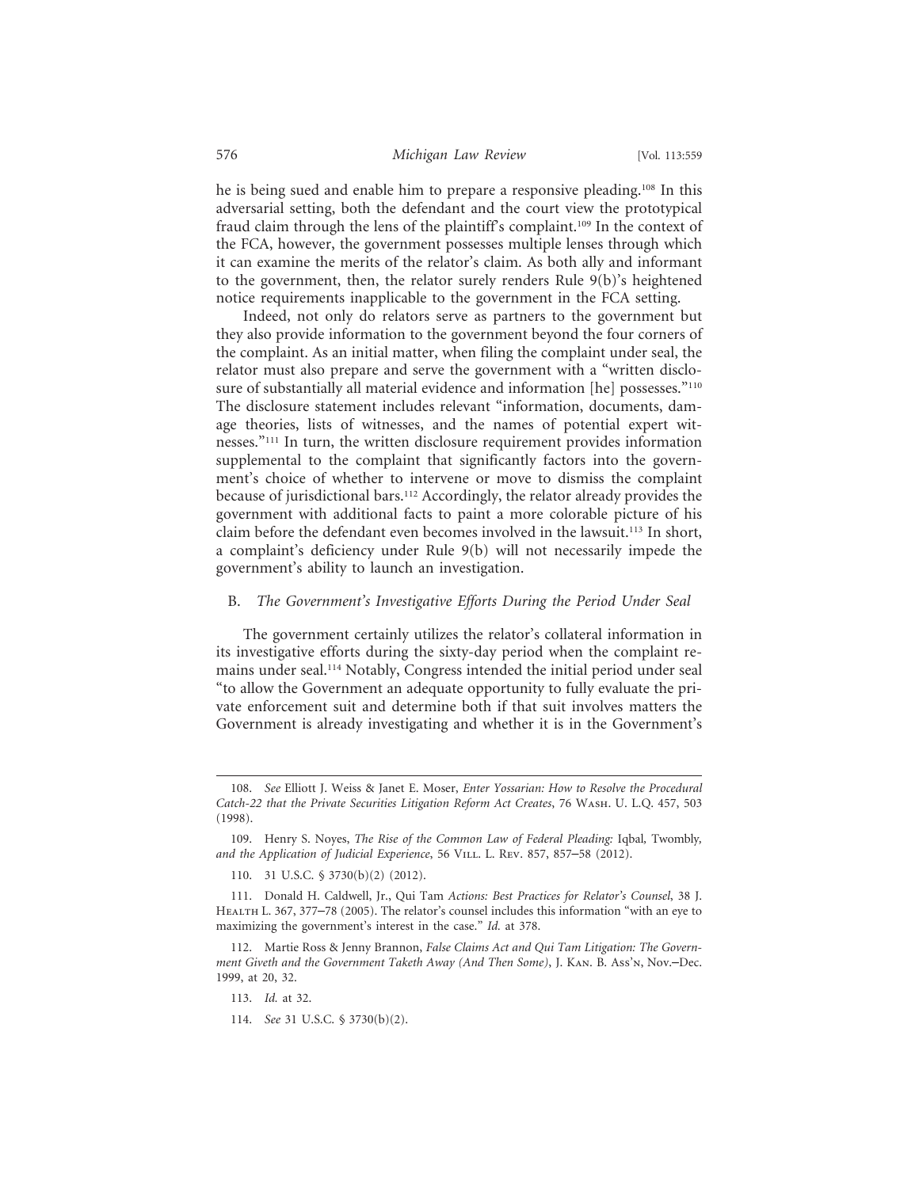he is being sued and enable him to prepare a responsive pleading.[108] In this adversarial setting, both the defendant and the court view the prototypical fraud claim through the lens of the plaintiff's complaint.[109] In the context of the FCA, however, the government possesses multiple lenses through which it can examine the merits of the relator's claim. As both ally and informant to the government, then, the relator surely renders Rule 9(b)'s heightened notice requirements inapplicable to the government in the FCA setting.

Indeed, not only do relators serve as partners to the government but they also provide information to the government beyond the four corners of the complaint. As an initial matter, when filing the complaint under seal, the relator must also prepare and serve the government with a "written disclosure of substantially all material evidence and information [he] possesses."[110] The disclosure statement includes relevant "information, documents, damage theories, lists of witnesses, and the names of potential expert witnesses."[111] In turn, the written disclosure requirement provides information supplemental to the complaint that significantly factors into the government's choice of whether to intervene or move to dismiss the complaint because of jurisdictional bars.[112] Accordingly, the relator already provides the government with additional facts to paint a more colorable picture of his claim before the defendant even becomes involved in the lawsuit.[113] In short, a complaint's deficiency under Rule 9(b) will not necessarily impede the government's ability to launch an investigation.

## B. *The Government's Investigative Efforts During the Period Under Seal*

The government certainly utilizes the relator's collateral information in its investigative efforts during the sixty-day period when the complaint remains under seal.[114] Notably, Congress intended the initial period under seal "to allow the Government an adequate opportunity to fully evaluate the private enforcement suit and determine both if that suit involves matters the Government is already investigating and whether it is in the Government's

---

108. *See* Elliott J. Weiss & Janet E. Moser, *Enter Yossarian: How to Resolve the Procedural Catch-22 that the Private Securities Litigation Reform Act Creates*, 76 Wash. U. L.Q. 457, 503 (1998).

109. Henry S. Noyes, *The Rise of the Common Law of Federal Pleading:* Iqbal*,* Twombly*, and the Application of Judicial Experience*, 56 Vill. L. Rev. 857, 857–58 (2012).

110. 31 U.S.C. § 3730(b)(2) (2012).

111. Donald H. Caldwell, Jr., Qui Tam *Actions: Best Practices for Relator's Counsel*, 38 J. Health L. 367, 377–78 (2005). The relator's counsel includes this information "with an eye to maximizing the government's interest in the case." *Id.* at 378.

112. Martie Ross & Jenny Brannon, *False Claims Act and Qui Tam Litigation: The Government Giveth and the Government Taketh Away (And Then Some)*, J. Kan. B. Ass'n, Nov.–Dec. 1999, at 20, 32.

113. *Id.* at 32.

114. *See* 31 U.S.C. § 3730(b)(2).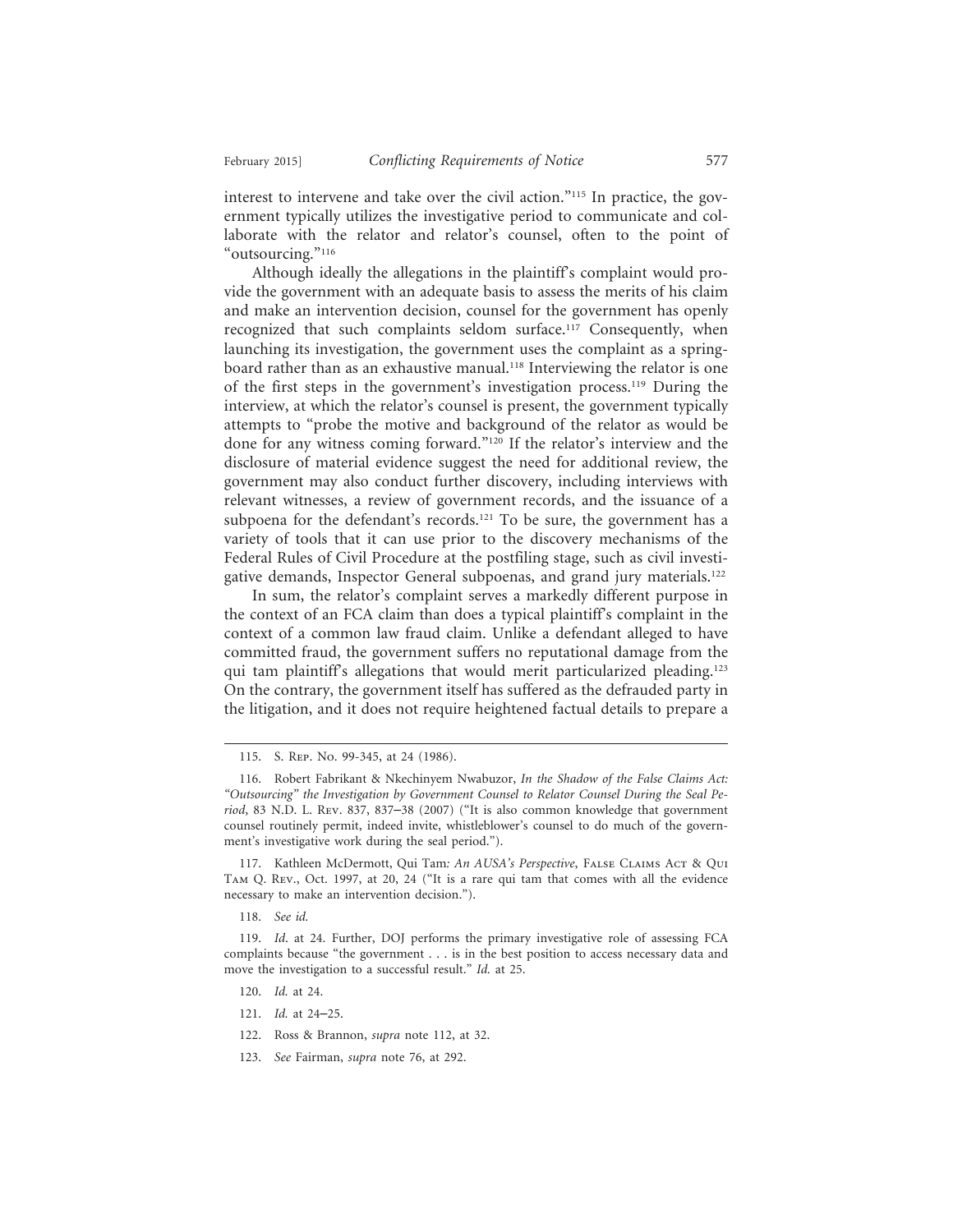interest to intervene and take over the civil action."[115] In practice, the government typically utilizes the investigative period to communicate and collaborate with the relator and relator's counsel, often to the point of "outsourcing."[116]

Although ideally the allegations in the plaintiff's complaint would provide the government with an adequate basis to assess the merits of his claim and make an intervention decision, counsel for the government has openly recognized that such complaints seldom surface.[117] Consequently, when launching its investigation, the government uses the complaint as a springboard rather than as an exhaustive manual.[118] Interviewing the relator is one of the first steps in the government's investigation process.[119] During the interview, at which the relator's counsel is present, the government typically attempts to "probe the motive and background of the relator as would be done for any witness coming forward."[120] If the relator's interview and the disclosure of material evidence suggest the need for additional review, the government may also conduct further discovery, including interviews with relevant witnesses, a review of government records, and the issuance of a subpoena for the defendant's records.[121] To be sure, the government has a variety of tools that it can use prior to the discovery mechanisms of the Federal Rules of Civil Procedure at the postfiling stage, such as civil investigative demands, Inspector General subpoenas, and grand jury materials.[122]

In sum, the relator's complaint serves a markedly different purpose in the context of an FCA claim than does a typical plaintiff's complaint in the context of a common law fraud claim. Unlike a defendant alleged to have committed fraud, the government suffers no reputational damage from the qui tam plaintiff's allegations that would merit particularized pleading.[123] On the contrary, the government itself has suffered as the defrauded party in the litigation, and it does not require heightened factual details to prepare a

---

115. S. Rep. No. 99-345, at 24 (1986).

116. Robert Fabrikant & Nkechinyem Nwabuzor, *In the Shadow of the False Claims Act: "Outsourcing" the Investigation by Government Counsel to Relator Counsel During the Seal Period*, 83 N.D. L. Rev. 837, 837–38 (2007) ("It is also common knowledge that government counsel routinely permit, indeed invite, whistleblower's counsel to do much of the government's investigative work during the seal period.").

117. Kathleen McDermott, Qui Tam*: An AUSA's Perspective*, False Claims Act & Qui Tam Q. Rev., Oct. 1997, at 20, 24 ("It is a rare qui tam that comes with all the evidence necessary to make an intervention decision.").

118. *See id.*

119. *Id*. at 24. Further, DOJ performs the primary investigative role of assessing FCA complaints because "the government . . . is in the best position to access necessary data and move the investigation to a successful result." *Id.* at 25.

120. *Id.* at 24.

121. *Id.* at 24–25.

122. Ross & Brannon, *supra* note 112, at 32.

123. *See* Fairman, *supra* note 76, at 292.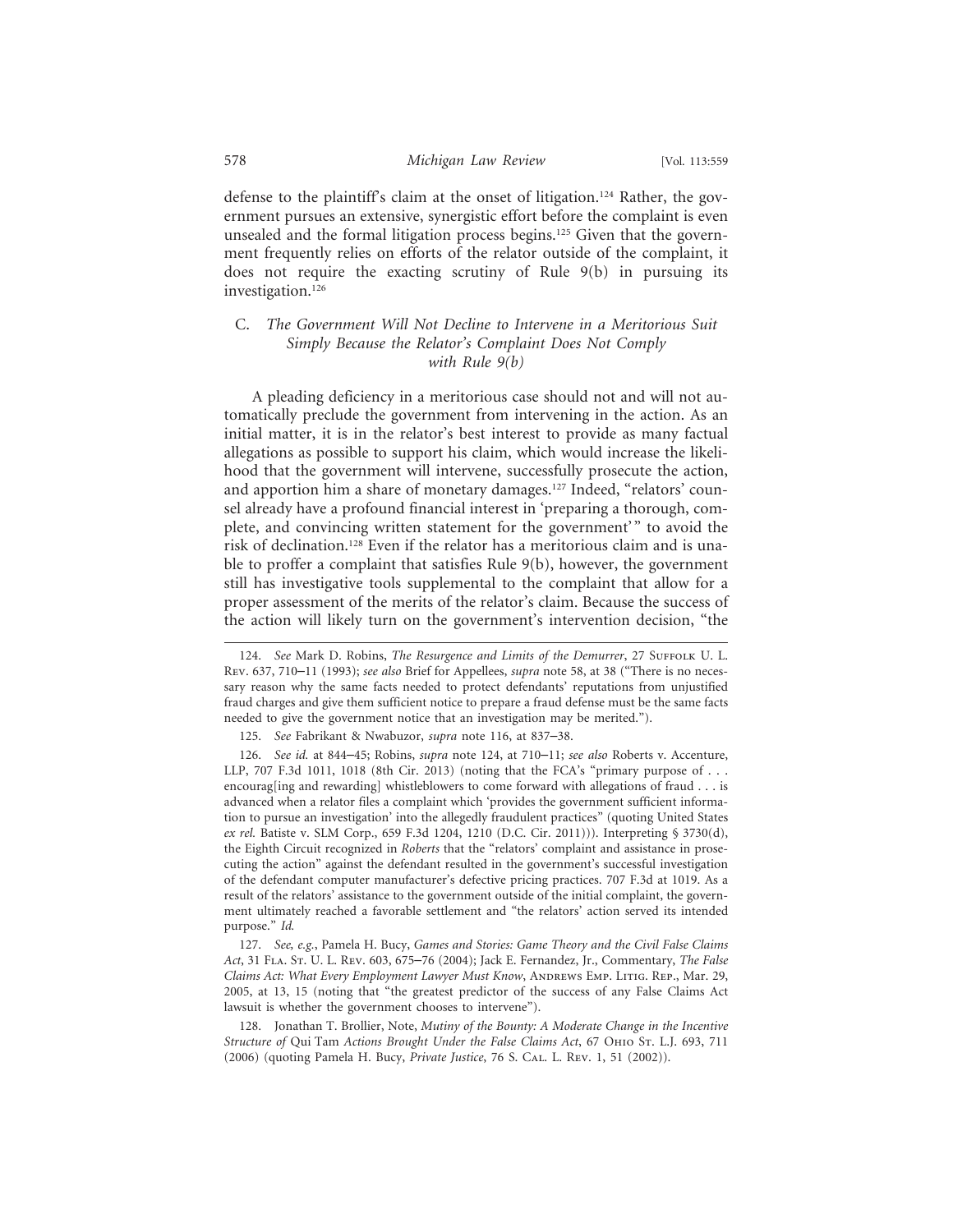defense to the plaintiff's claim at the onset of litigation.[124] Rather, the government pursues an extensive, synergistic effort before the complaint is even unsealed and the formal litigation process begins.[125] Given that the government frequently relies on efforts of the relator outside of the complaint, it does not require the exacting scrutiny of Rule 9(b) in pursuing its investigation.[126]

### C. *The Government Will Not Decline to Intervene in a Meritorious Suit Simply Because the Relator's Complaint Does Not Comply with Rule 9(b)*

A pleading deficiency in a meritorious case should not and will not automatically preclude the government from intervening in the action. As an initial matter, it is in the relator's best interest to provide as many factual allegations as possible to support his claim, which would increase the likelihood that the government will intervene, successfully prosecute the action, and apportion him a share of monetary damages.[127] Indeed, "relators' counsel already have a profound financial interest in 'preparing a thorough, complete, and convincing written statement for the government'" to avoid the risk of declination.[128] Even if the relator has a meritorious claim and is unable to proffer a complaint that satisfies Rule 9(b), however, the government still has investigative tools supplemental to the complaint that allow for a proper assessment of the merits of the relator's claim. Because the success of the action will likely turn on the government's intervention decision, "the

---

124. *See* Mark D. Robins, *The Resurgence and Limits of the Demurrer*, 27 Suffolk U. L. Rev. 637, 710–11 (1993); *see also* Brief for Appellees, *supra* note 58, at 38 ("There is no necessary reason why the same facts needed to protect defendants' reputations from unjustified fraud charges and give them sufficient notice to prepare a fraud defense must be the same facts needed to give the government notice that an investigation may be merited.").

125. *See* Fabrikant & Nwabuzor, *supra* note 116, at 837–38.

126. *See id.* at 844–45; Robins, *supra* note 124, at 710–11; *see also* Roberts v. Accenture, LLP, 707 F.3d 1011, 1018 (8th Cir. 2013) (noting that the FCA's "primary purpose of . . . encourag[ing and rewarding] whistleblowers to come forward with allegations of fraud . . . is advanced when a relator files a complaint which 'provides the government sufficient information to pursue an investigation' into the allegedly fraudulent practices" (quoting United States *ex rel.* Batiste v. SLM Corp., 659 F.3d 1204, 1210 (D.C. Cir. 2011))). Interpreting § 3730(d), the Eighth Circuit recognized in *Roberts* that the "relators' complaint and assistance in prosecuting the action" against the defendant resulted in the government's successful investigation of the defendant computer manufacturer's defective pricing practices. 707 F.3d at 1019. As a result of the relators' assistance to the government outside of the initial complaint, the government ultimately reached a favorable settlement and "the relators' action served its intended purpose." *Id.*

127. *See, e.g.*, Pamela H. Bucy, *Games and Stories: Game Theory and the Civil False Claims Act*, 31 Fla. St. U. L. Rev. 603, 675–76 (2004); Jack E. Fernandez, Jr., Commentary, *The False Claims Act: What Every Employment Lawyer Must Know*, Andrews Emp. Litig. Rep., Mar. 29, 2005, at 13, 15 (noting that "the greatest predictor of the success of any False Claims Act lawsuit is whether the government chooses to intervene").

128. Jonathan T. Brollier, Note, *Mutiny of the Bounty: A Moderate Change in the Incentive Structure of* Qui Tam *Actions Brought Under the False Claims Act*, 67 Ohio St. L.J. 693, 711 (2006) (quoting Pamela H. Bucy, *Private Justice*, 76 S. Cal. L. Rev. 1, 51 (2002)).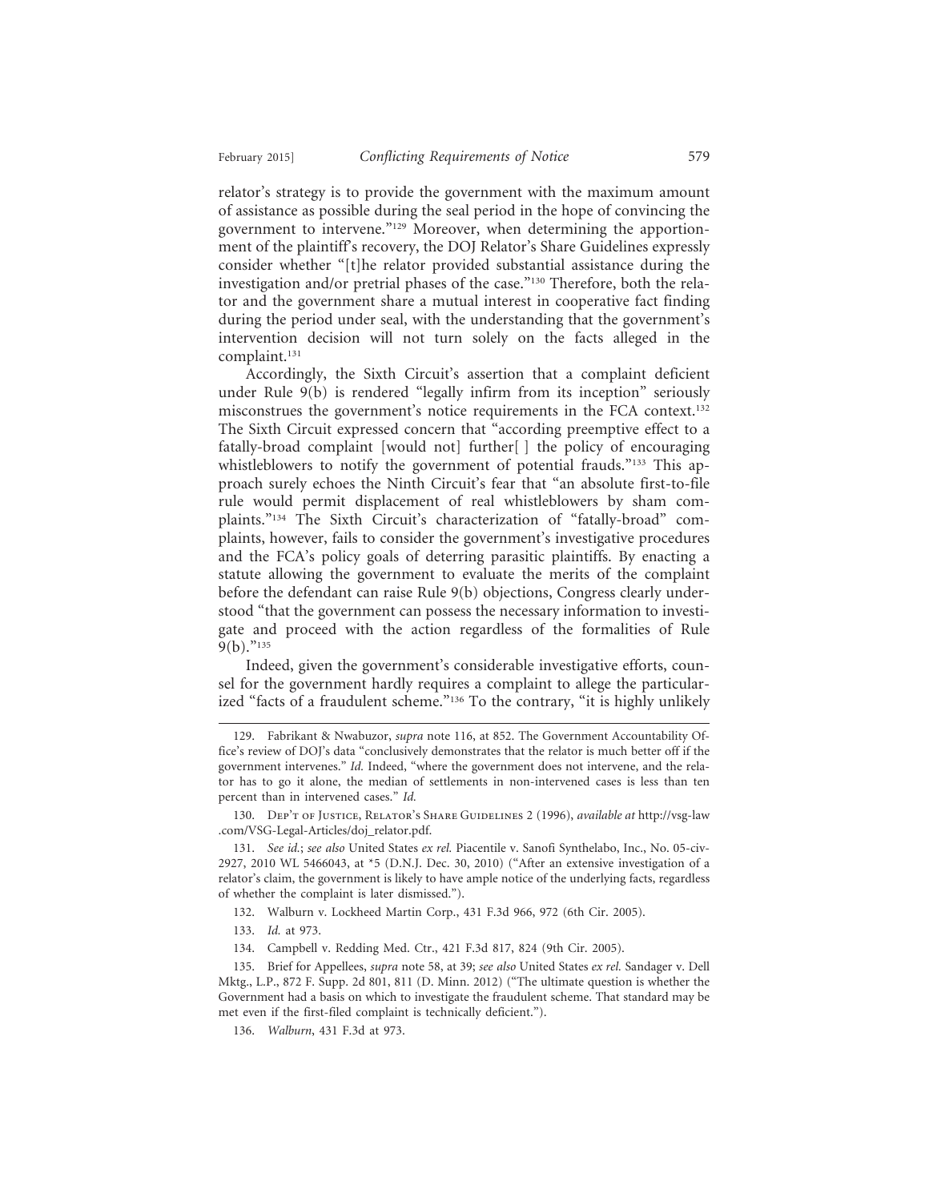relator's strategy is to provide the government with the maximum amount of assistance as possible during the seal period in the hope of convincing the government to intervene."[129] Moreover, when determining the apportionment of the plaintiff's recovery, the DOJ Relator's Share Guidelines expressly consider whether "[t]he relator provided substantial assistance during the investigation and/or pretrial phases of the case."[130] Therefore, both the relator and the government share a mutual interest in cooperative fact finding during the period under seal, with the understanding that the government's intervention decision will not turn solely on the facts alleged in the complaint.[131]

Accordingly, the Sixth Circuit's assertion that a complaint deficient under Rule 9(b) is rendered "legally infirm from its inception" seriously misconstrues the government's notice requirements in the FCA context.[132] The Sixth Circuit expressed concern that "according preemptive effect to a fatally-broad complaint [would not] further[ ] the policy of encouraging whistleblowers to notify the government of potential frauds."[133] This approach surely echoes the Ninth Circuit's fear that "an absolute first-to-file rule would permit displacement of real whistleblowers by sham complaints."[134] The Sixth Circuit's characterization of "fatally-broad" complaints, however, fails to consider the government's investigative procedures and the FCA's policy goals of deterring parasitic plaintiffs. By enacting a statute allowing the government to evaluate the merits of the complaint before the defendant can raise Rule 9(b) objections, Congress clearly understood "that the government can possess the necessary information to investigate and proceed with the action regardless of the formalities of Rule 9(b)."[135]

Indeed, given the government's considerable investigative efforts, counsel for the government hardly requires a complaint to allege the particularized "facts of a fraudulent scheme."[136] To the contrary, "it is highly unlikely

---

129. Fabrikant & Nwabuzor, *supra* note 116, at 852. The Government Accountability Office's review of DOJ's data "conclusively demonstrates that the relator is much better off if the government intervenes." *Id.* Indeed, "where the government does not intervene, and the relator has to go it alone, the median of settlements in non-intervened cases is less than ten percent than in intervened cases." *Id.*

130. Dep't of Justice, Relator's Share Guidelines 2 (1996), *available at* http://vsg-law.com/VSG-Legal-Articles/doj_relator.pdf.

131. *See id.*; *see also* United States *ex rel.* Piacentile v. Sanofi Synthelabo, Inc., No. 05-civ-2927, 2010 WL 5466043, at *5 (D.N.J. Dec. 30, 2010) ("After an extensive investigation of a relator's claim, the government is likely to have ample notice of the underlying facts, regardless of whether the complaint is later dismissed.").

132. Walburn v. Lockheed Martin Corp., 431 F.3d 966, 972 (6th Cir. 2005).

133. *Id.* at 973.

134. Campbell v. Redding Med. Ctr., 421 F.3d 817, 824 (9th Cir. 2005).

135. Brief for Appellees, *supra* note 58, at 39; *see also* United States *ex rel.* Sandager v. Dell Mktg., L.P., 872 F. Supp. 2d 801, 811 (D. Minn. 2012) ("The ultimate question is whether the Government had a basis on which to investigate the fraudulent scheme. That standard may be met even if the first-filed complaint is technically deficient.").

136. *Walburn*, 431 F.3d at 973.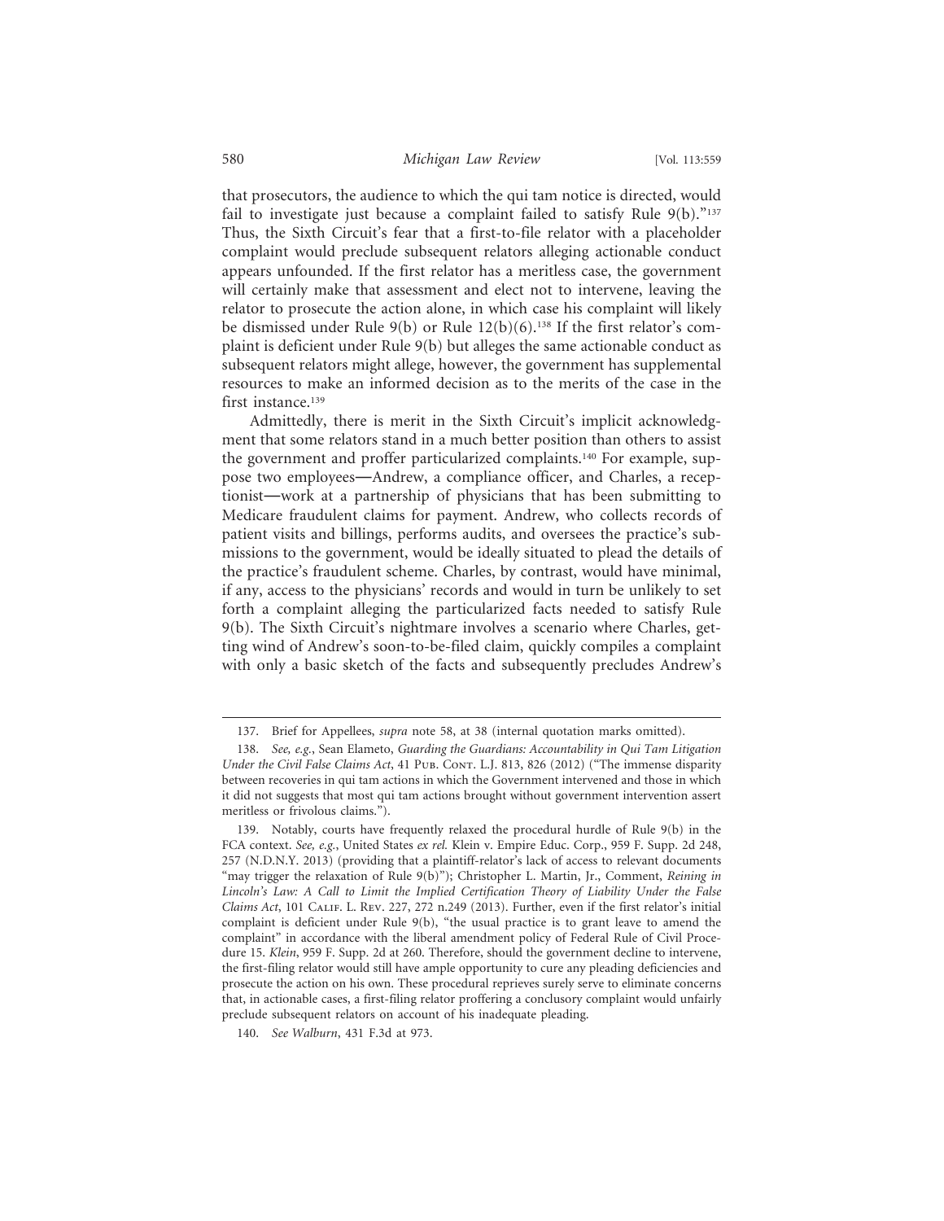that prosecutors, the audience to which the qui tam notice is directed, would fail to investigate just because a complaint failed to satisfy Rule 9(b)."[137] Thus, the Sixth Circuit's fear that a first-to-file relator with a placeholder complaint would preclude subsequent relators alleging actionable conduct appears unfounded. If the first relator has a meritless case, the government will certainly make that assessment and elect not to intervene, leaving the relator to prosecute the action alone, in which case his complaint will likely be dismissed under Rule 9(b) or Rule 12(b)(6).[138] If the first relator's complaint is deficient under Rule 9(b) but alleges the same actionable conduct as subsequent relators might allege, however, the government has supplemental resources to make an informed decision as to the merits of the case in the first instance.[139]

Admittedly, there is merit in the Sixth Circuit's implicit acknowledgment that some relators stand in a much better position than others to assist the government and proffer particularized complaints.[140] For example, suppose two employees—Andrew, a compliance officer, and Charles, a receptionist—work at a partnership of physicians that has been submitting to Medicare fraudulent claims for payment. Andrew, who collects records of patient visits and billings, performs audits, and oversees the practice's submissions to the government, would be ideally situated to plead the details of the practice's fraudulent scheme. Charles, by contrast, would have minimal, if any, access to the physicians' records and would in turn be unlikely to set forth a complaint alleging the particularized facts needed to satisfy Rule 9(b). The Sixth Circuit's nightmare involves a scenario where Charles, getting wind of Andrew's soon-to-be-filed claim, quickly compiles a complaint with only a basic sketch of the facts and subsequently precludes Andrew's

---

137. Brief for Appellees, *supra* note 58, at 38 (internal quotation marks omitted).

138. *See, e.g.*, Sean Elameto, *Guarding the Guardians: Accountability in Qui Tam Litigation Under the Civil False Claims Act*, 41 Pub. Cont. L.J. 813, 826 (2012) ("The immense disparity between recoveries in qui tam actions in which the Government intervened and those in which it did not suggests that most qui tam actions brought without government intervention assert meritless or frivolous claims.").

139. Notably, courts have frequently relaxed the procedural hurdle of Rule 9(b) in the FCA context. *See, e.g.*, United States *ex rel.* Klein v. Empire Educ. Corp., 959 F. Supp. 2d 248, 257 (N.D.N.Y. 2013) (providing that a plaintiff-relator's lack of access to relevant documents "may trigger the relaxation of Rule 9(b)"); Christopher L. Martin, Jr., Comment, *Reining in Lincoln's Law: A Call to Limit the Implied Certification Theory of Liability Under the False Claims Act*, 101 Calif. L. Rev. 227, 272 n.249 (2013). Further, even if the first relator's initial complaint is deficient under Rule 9(b), "the usual practice is to grant leave to amend the complaint" in accordance with the liberal amendment policy of Federal Rule of Civil Procedure 15. *Klein*, 959 F. Supp. 2d at 260. Therefore, should the government decline to intervene, the first-filing relator would still have ample opportunity to cure any pleading deficiencies and prosecute the action on his own. These procedural reprieves surely serve to eliminate concerns that, in actionable cases, a first-filing relator proffering a conclusory complaint would unfairly preclude subsequent relators on account of his inadequate pleading.

140. *See Walburn*, 431 F.3d at 973.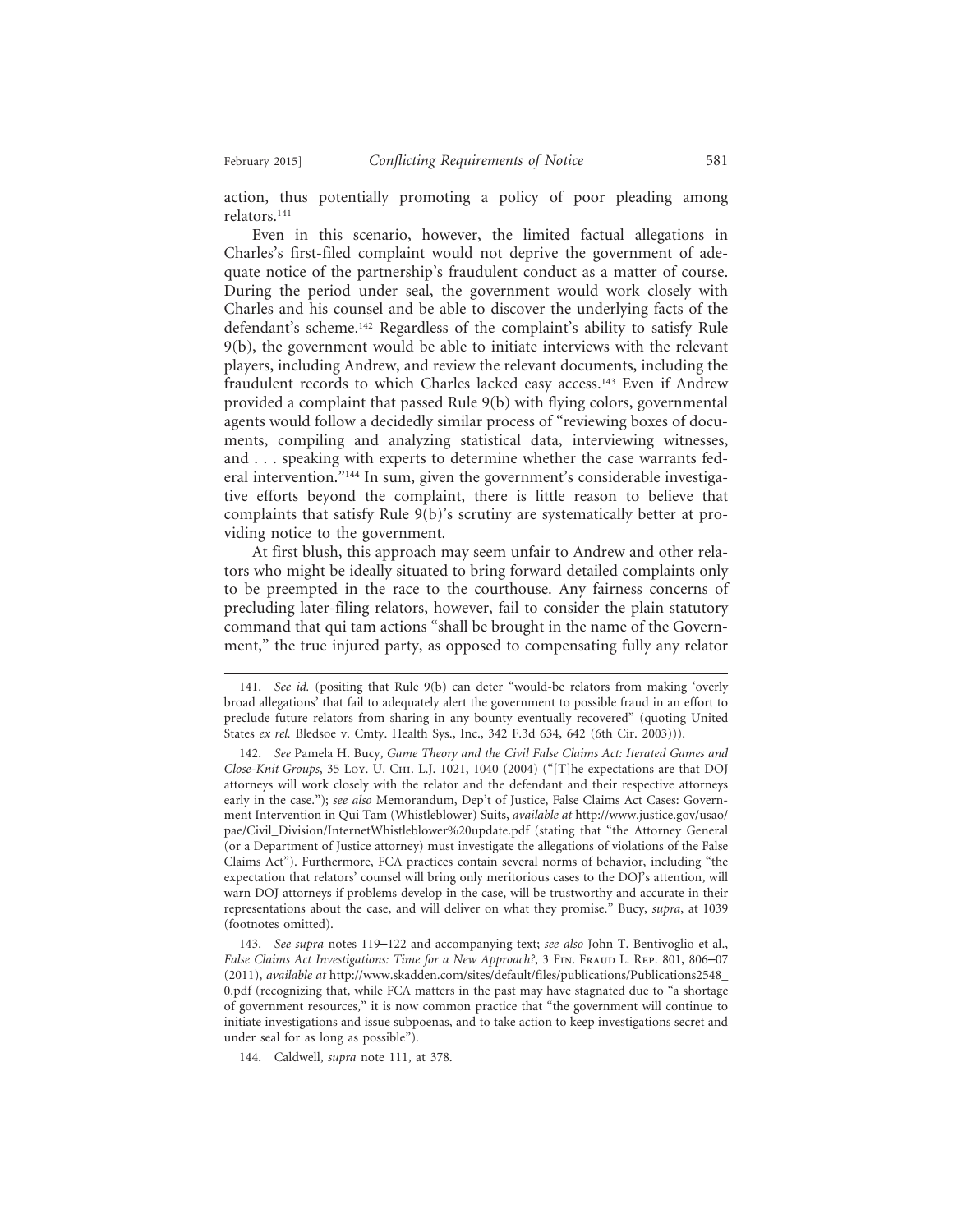action, thus potentially promoting a policy of poor pleading among relators.[141]

Even in this scenario, however, the limited factual allegations in Charles's first-filed complaint would not deprive the government of adequate notice of the partnership's fraudulent conduct as a matter of course. During the period under seal, the government would work closely with Charles and his counsel and be able to discover the underlying facts of the defendant's scheme.[142] Regardless of the complaint's ability to satisfy Rule 9(b), the government would be able to initiate interviews with the relevant players, including Andrew, and review the relevant documents, including the fraudulent records to which Charles lacked easy access.[143] Even if Andrew provided a complaint that passed Rule 9(b) with flying colors, governmental agents would follow a decidedly similar process of "reviewing boxes of documents, compiling and analyzing statistical data, interviewing witnesses, and . . . speaking with experts to determine whether the case warrants federal intervention."[144] In sum, given the government's considerable investigative efforts beyond the complaint, there is little reason to believe that complaints that satisfy Rule 9(b)'s scrutiny are systematically better at providing notice to the government.

At first blush, this approach may seem unfair to Andrew and other relators who might be ideally situated to bring forward detailed complaints only to be preempted in the race to the courthouse. Any fairness concerns of precluding later-filing relators, however, fail to consider the plain statutory command that qui tam actions "shall be brought in the name of the Government," the true injured party, as opposed to compensating fully any relator

---

141. *See id.* (positing that Rule 9(b) can deter "would-be relators from making 'overly broad allegations' that fail to adequately alert the government to possible fraud in an effort to preclude future relators from sharing in any bounty eventually recovered" (quoting United States *ex rel.* Bledsoe v. Cmty. Health Sys., Inc., 342 F.3d 634, 642 (6th Cir. 2003))).

142. *See* Pamela H. Bucy, *Game Theory and the Civil False Claims Act: Iterated Games and Close-Knit Groups*, 35 Loy. U. Chi. L.J. 1021, 1040 (2004) ("[T]he expectations are that DOJ attorneys will work closely with the relator and the defendant and their respective attorneys early in the case."); *see also* Memorandum, Dep't of Justice, False Claims Act Cases: Government Intervention in Qui Tam (Whistleblower) Suits, *available at* http://www.justice.gov/usao/pae/Civil_Division/InternetWhistleblower%20update.pdf (stating that "the Attorney General (or a Department of Justice attorney) must investigate the allegations of violations of the False Claims Act"). Furthermore, FCA practices contain several norms of behavior, including "the expectation that relators' counsel will bring only meritorious cases to the DOJ's attention, will warn DOJ attorneys if problems develop in the case, will be trustworthy and accurate in their representations about the case, and will deliver on what they promise." Bucy, *supra*, at 1039 (footnotes omitted).

143. *See supra* notes 119–122 and accompanying text; *see also* John T. Bentivoglio et al., *False Claims Act Investigations: Time for a New Approach?*, 3 Fin. Fraud L. Rep. 801, 806–07 (2011), *available at* http://www.skadden.com/sites/default/files/publications/Publications2548_0.pdf (recognizing that, while FCA matters in the past may have stagnated due to "a shortage of government resources," it is now common practice that "the government will continue to initiate investigations and issue subpoenas, and to take action to keep investigations secret and under seal for as long as possible").

144. Caldwell, *supra* note 111, at 378.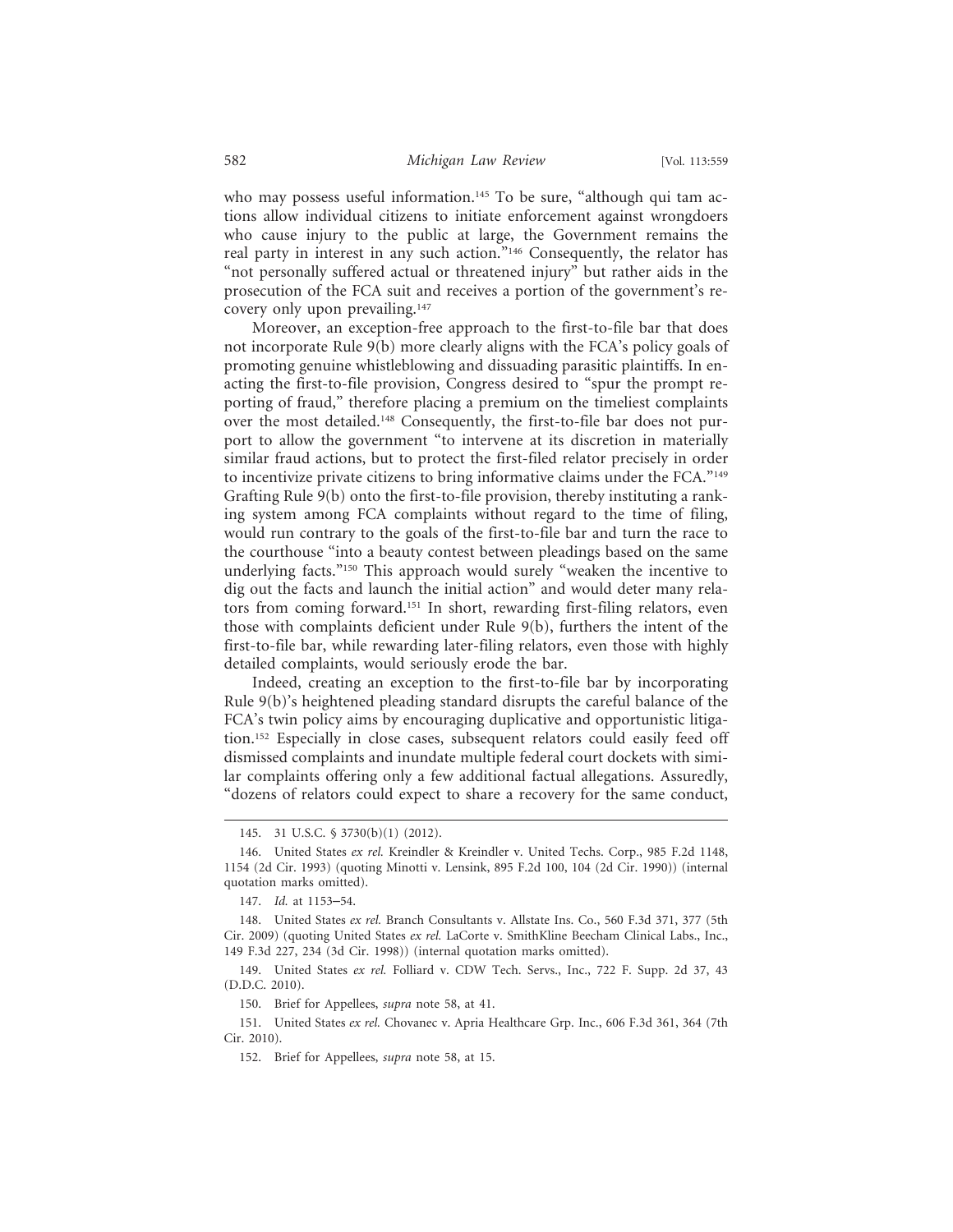who may possess useful information.[145] To be sure, "although qui tam actions allow individual citizens to initiate enforcement against wrongdoers who cause injury to the public at large, the Government remains the real party in interest in any such action."[146] Consequently, the relator has "not personally suffered actual or threatened injury" but rather aids in the prosecution of the FCA suit and receives a portion of the government's recovery only upon prevailing.[147]

Moreover, an exception-free approach to the first-to-file bar that does not incorporate Rule 9(b) more clearly aligns with the FCA's policy goals of promoting genuine whistleblowing and dissuading parasitic plaintiffs. In enacting the first-to-file provision, Congress desired to "spur the prompt reporting of fraud," therefore placing a premium on the timeliest complaints over the most detailed.[148] Consequently, the first-to-file bar does not purport to allow the government "to intervene at its discretion in materially similar fraud actions, but to protect the first-filed relator precisely in order to incentivize private citizens to bring informative claims under the FCA."[149] Grafting Rule 9(b) onto the first-to-file provision, thereby instituting a ranking system among FCA complaints without regard to the time of filing, would run contrary to the goals of the first-to-file bar and turn the race to the courthouse "into a beauty contest between pleadings based on the same underlying facts."[150] This approach would surely "weaken the incentive to dig out the facts and launch the initial action" and would deter many relators from coming forward.[151] In short, rewarding first-filing relators, even those with complaints deficient under Rule 9(b), furthers the intent of the first-to-file bar, while rewarding later-filing relators, even those with highly detailed complaints, would seriously erode the bar.

Indeed, creating an exception to the first-to-file bar by incorporating Rule 9(b)'s heightened pleading standard disrupts the careful balance of the FCA's twin policy aims by encouraging duplicative and opportunistic litigation.[152] Especially in close cases, subsequent relators could easily feed off dismissed complaints and inundate multiple federal court dockets with similar complaints offering only a few additional factual allegations. Assuredly, "dozens of relators could expect to share a recovery for the same conduct,

145. 31 U.S.C. § 3730(b)(1) (2012).

146. United States *ex rel.* Kreindler & Kreindler v. United Techs. Corp., 985 F.2d 1148, 1154 (2d Cir. 1993) (quoting Minotti v. Lensink, 895 F.2d 100, 104 (2d Cir. 1990)) (internal quotation marks omitted).

147. *Id.* at 1153–54.

148. United States *ex rel.* Branch Consultants v. Allstate Ins. Co., 560 F.3d 371, 377 (5th Cir. 2009) (quoting United States *ex rel.* LaCorte v. SmithKline Beecham Clinical Labs., Inc., 149 F.3d 227, 234 (3d Cir. 1998)) (internal quotation marks omitted).

149. United States *ex rel.* Folliard v. CDW Tech. Servs., Inc., 722 F. Supp. 2d 37, 43 (D.D.C. 2010).

150. Brief for Appellees, *supra* note 58, at 41.

151. United States *ex rel.* Chovanec v. Apria Healthcare Grp. Inc., 606 F.3d 361, 364 (7th Cir. 2010).

152. Brief for Appellees, *supra* note 58, at 15.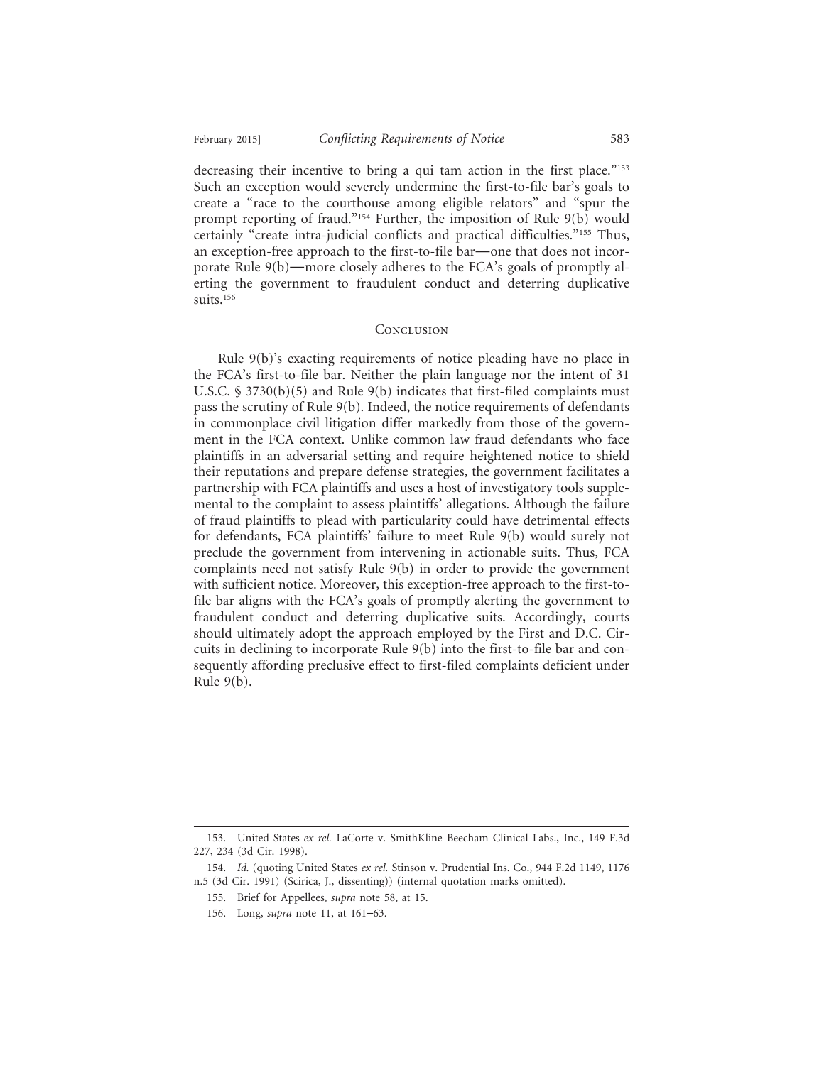decreasing their incentive to bring a qui tam action in the first place."[153] Such an exception would severely undermine the first-to-file bar's goals to create a "race to the courthouse among eligible relators" and "spur the prompt reporting of fraud."[154] Further, the imposition of Rule 9(b) would certainly "create intra-judicial conflicts and practical difficulties."[155] Thus, an exception-free approach to the first-to-file bar—one that does not incorporate Rule 9(b)—more closely adheres to the FCA's goals of promptly alerting the government to fraudulent conduct and deterring duplicative suits.[156]

## Conclusion

Rule 9(b)'s exacting requirements of notice pleading have no place in the FCA's first-to-file bar. Neither the plain language nor the intent of 31 U.S.C. § 3730(b)(5) and Rule 9(b) indicates that first-filed complaints must pass the scrutiny of Rule 9(b). Indeed, the notice requirements of defendants in commonplace civil litigation differ markedly from those of the government in the FCA context. Unlike common law fraud defendants who face plaintiffs in an adversarial setting and require heightened notice to shield their reputations and prepare defense strategies, the government facilitates a partnership with FCA plaintiffs and uses a host of investigatory tools supplemental to the complaint to assess plaintiffs' allegations. Although the failure of fraud plaintiffs to plead with particularity could have detrimental effects for defendants, FCA plaintiffs' failure to meet Rule 9(b) would surely not preclude the government from intervening in actionable suits. Thus, FCA complaints need not satisfy Rule 9(b) in order to provide the government with sufficient notice. Moreover, this exception-free approach to the first-to-file bar aligns with the FCA's goals of promptly alerting the government to fraudulent conduct and deterring duplicative suits. Accordingly, courts should ultimately adopt the approach employed by the First and D.C. Circuits in declining to incorporate Rule 9(b) into the first-to-file bar and consequently affording preclusive effect to first-filed complaints deficient under Rule 9(b).

---

153. United States *ex rel.* LaCorte v. SmithKline Beecham Clinical Labs., Inc., 149 F.3d 227, 234 (3d Cir. 1998).

154. *Id.* (quoting United States *ex rel.* Stinson v. Prudential Ins. Co., 944 F.2d 1149, 1176 n.5 (3d Cir. 1991) (Scirica, J., dissenting)) (internal quotation marks omitted).

155. Brief for Appellees, *supra* note 58, at 15.

156. Long, *supra* note 11, at 161–63.